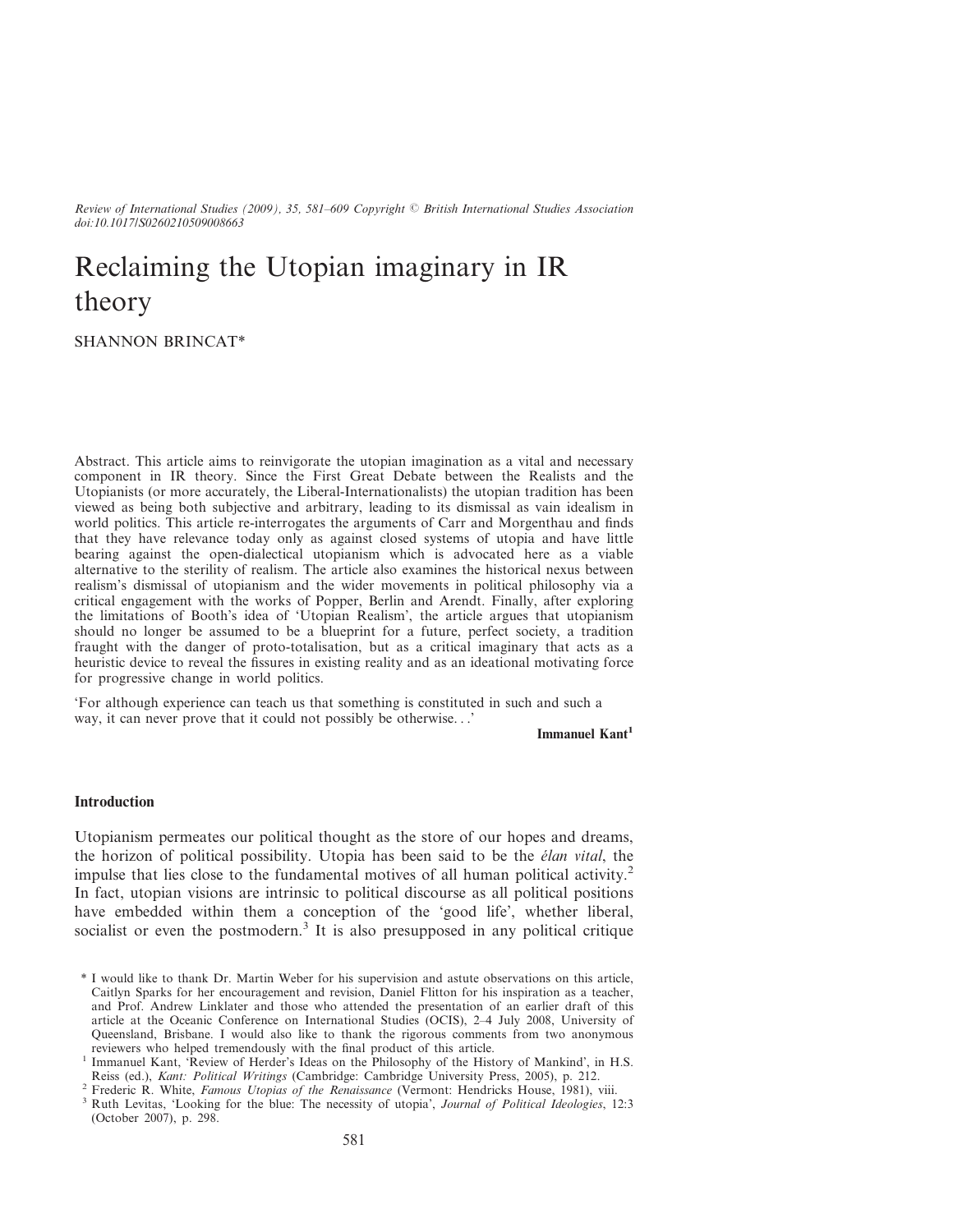*Review of International Studies (2009), 35, 581–609 Copyright © British International Studies Association*
*doi:10.1017/S0260210509008663*

# Reclaiming the Utopian imaginary in IR theory

SHANNON BRINCAT*

Abstract. This article aims to reinvigorate the utopian imagination as a vital and necessary component in IR theory. Since the First Great Debate between the Realists and the Utopianists (or more accurately, the Liberal-Internationalists) the utopian tradition has been viewed as being both subjective and arbitrary, leading to its dismissal as vain idealism in world politics. This article re-interrogates the arguments of Carr and Morgenthau and finds that they have relevance today only as against closed systems of utopia and have little bearing against the open-dialectical utopianism which is advocated here as a viable alternative to the sterility of realism. The article also examines the historical nexus between realism's dismissal of utopianism and the wider movements in political philosophy via a critical engagement with the works of Popper, Berlin and Arendt. Finally, after exploring the limitations of Booth's idea of 'Utopian Realism', the article argues that utopianism should no longer be assumed to be a blueprint for a future, perfect society, a tradition fraught with the danger of proto-totalisation, but as a critical imaginary that acts as a heuristic device to reveal the fissures in existing reality and as an ideational motivating force for progressive change in world politics.

'For although experience can teach us that something is constituted in such and such a way, it can never prove that it could not possibly be otherwise. . .'

**Immanuel Kant**[1]

## Introduction

Utopianism permeates our political thought as the store of our hopes and dreams, the horizon of political possibility. Utopia has been said to be the *élan vital*, the impulse that lies close to the fundamental motives of all human political activity.[2] In fact, utopian visions are intrinsic to political discourse as all political positions have embedded within them a conception of the 'good life', whether liberal, socialist or even the postmodern.[3] It is also presupposed in any political critique

\* I would like to thank Dr. Martin Weber for his supervision and astute observations on this article, Caitlyn Sparks for her encouragement and revision, Daniel Flitton for his inspiration as a teacher, and Prof. Andrew Linklater and those who attended the presentation of an earlier draft of this article at the Oceanic Conference on International Studies (OCIS), 2–4 July 2008, University of Queensland, Brisbane. I would also like to thank the rigorous comments from two anonymous reviewers who helped tremendously with the final product of this article.

[1] Immanuel Kant, 'Review of Herder's Ideas on the Philosophy of the History of Mankind', in H.S. Reiss (ed.), *Kant: Political Writings* (Cambridge: Cambridge University Press, 2005), p. 212.

[2] Frederic R. White, *Famous Utopias of the Renaissance* (Vermont: Hendricks House, 1981), viii.

[3] Ruth Levitas, 'Looking for the blue: The necessity of utopia', *Journal of Political Ideologies*, 12:3 (October 2007), p. 298.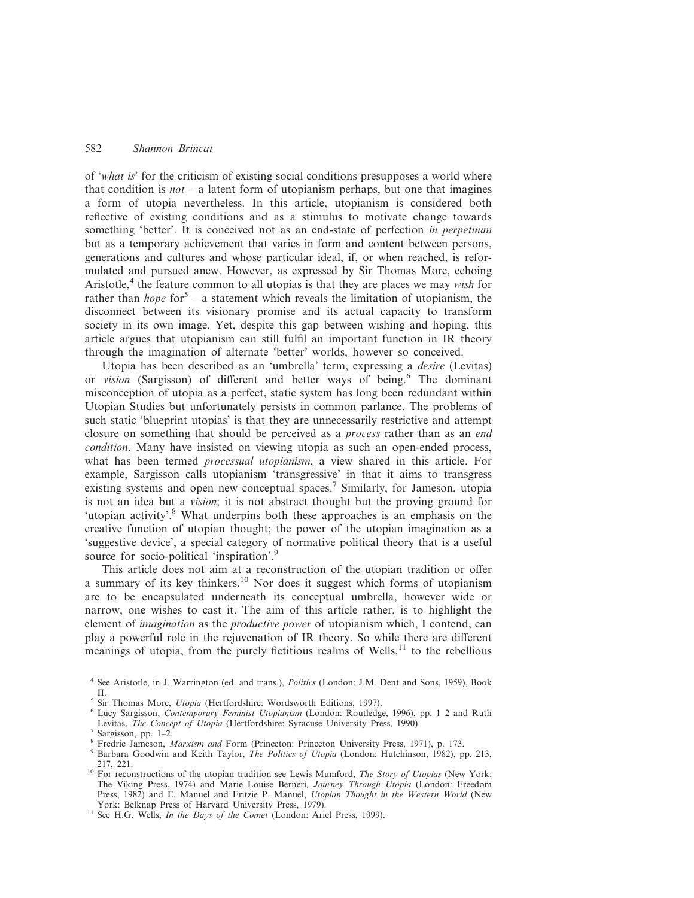of '*what is*' for the criticism of existing social conditions presupposes a world where that condition is *not* – a latent form of utopianism perhaps, but one that imagines a form of utopia nevertheless. In this article, utopianism is considered both reflective of existing conditions and as a stimulus to motivate change towards something 'better'. It is conceived not as an end-state of perfection *in perpetuum* but as a temporary achievement that varies in form and content between persons, generations and cultures and whose particular ideal, if, or when reached, is reformulated and pursued anew. However, as expressed by Sir Thomas More, echoing Aristotle,[4] the feature common to all utopias is that they are places we may *wish* for rather than *hope* for[5] – a statement which reveals the limitation of utopianism, the disconnect between its visionary promise and its actual capacity to transform society in its own image. Yet, despite this gap between wishing and hoping, this article argues that utopianism can still fulfil an important function in IR theory through the imagination of alternate 'better' worlds, however so conceived.

Utopia has been described as an 'umbrella' term, expressing a *desire* (Levitas) or *vision* (Sargisson) of different and better ways of being.[6] The dominant misconception of utopia as a perfect, static system has long been redundant within Utopian Studies but unfortunately persists in common parlance. The problems of such static 'blueprint utopias' is that they are unnecessarily restrictive and attempt closure on something that should be perceived as a *process* rather than as an *end condition*. Many have insisted on viewing utopia as such an open-ended process, what has been termed *processual utopianism*, a view shared in this article. For example, Sargisson calls utopianism 'transgressive' in that it aims to transgress existing systems and open new conceptual spaces.[7] Similarly, for Jameson, utopia is not an idea but a *vision*; it is not abstract thought but the proving ground for 'utopian activity'.[8] What underpins both these approaches is an emphasis on the creative function of utopian thought; the power of the utopian imagination as a 'suggestive device', a special category of normative political theory that is a useful source for socio-political 'inspiration'.[9]

This article does not aim at a reconstruction of the utopian tradition or offer a summary of its key thinkers.[10] Nor does it suggest which forms of utopianism are to be encapsulated underneath its conceptual umbrella, however wide or narrow, one wishes to cast it. The aim of this article rather, is to highlight the element of *imagination* as the *productive power* of utopianism which, I contend, can play a powerful role in the rejuvenation of IR theory. So while there are different meanings of utopia, from the purely fictitious realms of Wells,[11] to the rebellious

---

[4] See Aristotle, in J. Warrington (ed. and trans.), *Politics* (London: J.M. Dent and Sons, 1959), Book II.

[5] Sir Thomas More, *Utopia* (Hertfordshire: Wordsworth Editions, 1997).

[6] Lucy Sargisson, *Contemporary Feminist Utopianism* (London: Routledge, 1996), pp. 1–2 and Ruth Levitas, *The Concept of Utopia* (Hertfordshire: Syracuse University Press, 1990).

[7] Sargisson, pp. 1–2.

[8] Fredric Jameson, *Marxism and* Form (Princeton: Princeton University Press, 1971), p. 173.

[9] Barbara Goodwin and Keith Taylor, *The Politics of Utopia* (London: Hutchinson, 1982), pp. 213, 217, 221.

[10] For reconstructions of the utopian tradition see Lewis Mumford, *The Story of Utopias* (New York: The Viking Press, 1974) and Marie Louise Berneri*, Journey Through Utopia* (London: Freedom Press, 1982) and E. Manuel and Fritzie P. Manuel, *Utopian Thought in the Western World* (New York: Belknap Press of Harvard University Press, 1979).

[11] See H.G. Wells, *In the Days of the Comet* (London: Ariel Press, 1999).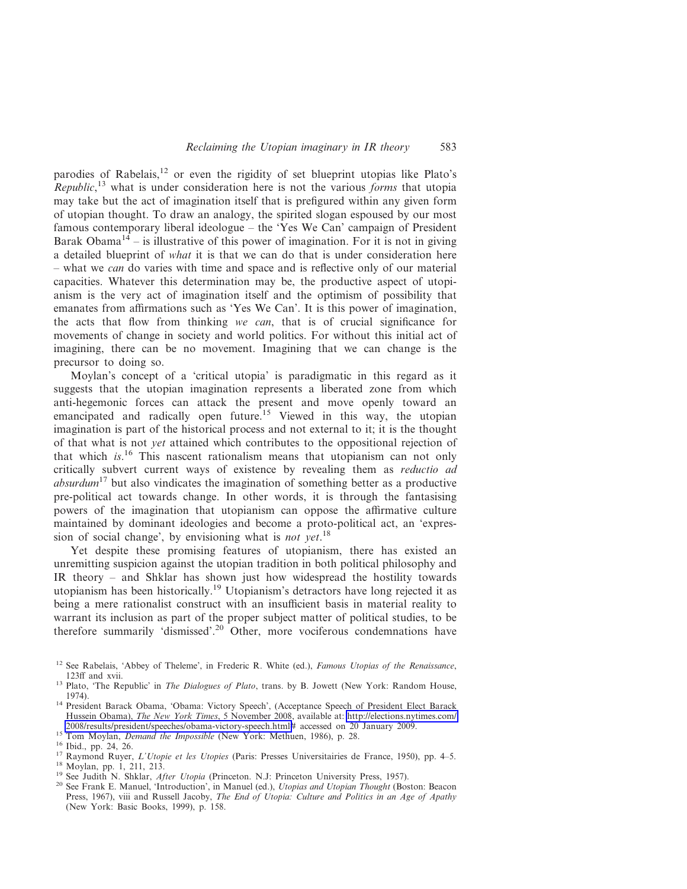parodies of Rabelais,[12] or even the rigidity of set blueprint utopias like Plato's *Republic*,[13] what is under consideration here is not the various *forms* that utopia may take but the act of imagination itself that is prefigured within any given form of utopian thought. To draw an analogy, the spirited slogan espoused by our most famous contemporary liberal ideologue – the 'Yes We Can' campaign of President Barak Obama[14] – is illustrative of this power of imagination. For it is not in giving a detailed blueprint of *what* it is that we can do that is under consideration here – what we *can* do varies with time and space and is reflective only of our material capacities. Whatever this determination may be, the productive aspect of utopianism is the very act of imagination itself and the optimism of possibility that emanates from affirmations such as 'Yes We Can'. It is this power of imagination, the acts that flow from thinking *we can*, that is of crucial significance for movements of change in society and world politics. For without this initial act of imagining, there can be no movement. Imagining that we can change is the precursor to doing so.

Moylan's concept of a 'critical utopia' is paradigmatic in this regard as it suggests that the utopian imagination represents a liberated zone from which anti-hegemonic forces can attack the present and move openly toward an emancipated and radically open future.[15] Viewed in this way, the utopian imagination is part of the historical process and not external to it; it is the thought of that what is not *yet* attained which contributes to the oppositional rejection of that which *is*.[16] This nascent rationalism means that utopianism can not only critically subvert current ways of existence by revealing them as *reductio ad absurdum*[17] but also vindicates the imagination of something better as a productive pre-political act towards change. In other words, it is through the fantasising powers of the imagination that utopianism can oppose the affirmative culture maintained by dominant ideologies and become a proto-political act, an 'expression of social change', by envisioning what is *not yet*.[18]

Yet despite these promising features of utopianism, there has existed an unremitting suspicion against the utopian tradition in both political philosophy and IR theory – and Shklar has shown just how widespread the hostility towards utopianism has been historically.[19] Utopianism's detractors have long rejected it as being a mere rationalist construct with an insufficient basis in material reality to warrant its inclusion as part of the proper subject matter of political studies, to be therefore summarily 'dismissed'.[20] Other, more vociferous condemnations have

---

[12] See Rabelais, 'Abbey of Theleme', in Frederic R. White (ed.), *Famous Utopias of the Renaissance*, 123ff and xvii.

[13] Plato, 'The Republic' in *The Dialogues of Plato*, trans. by B. Jowett (New York: Random House, 1974).

[14] President Barack Obama, 'Obama: Victory Speech', (Acceptance Speech of President Elect Barack Hussein Obama), *The New York Times*, 5 November 2008, available at: http://elections.nytimes.com/2008/results/president/speeches/obama-victory-speech.html# accessed on 20 January 2009.

[15] Tom Moylan, *Demand the Impossible* (New York: Methuen, 1986), p. 28.

[16] Ibid., pp. 24, 26.

[17] Raymond Ruyer, *L'Utopie et les Utopies* (Paris: Presses Universitairies de France, 1950), pp. 4–5.

[18] Moylan, pp. 1, 211, 213.

[19] See Judith N. Shklar, *After Utopia* (Princeton. N.J: Princeton University Press, 1957).

[20] See Frank E. Manuel, 'Introduction', in Manuel (ed.), *Utopias and Utopian Thought* (Boston: Beacon Press, 1967), viii and Russell Jacoby, *The End of Utopia: Culture and Politics in an Age of Apathy* (New York: Basic Books, 1999), p. 158.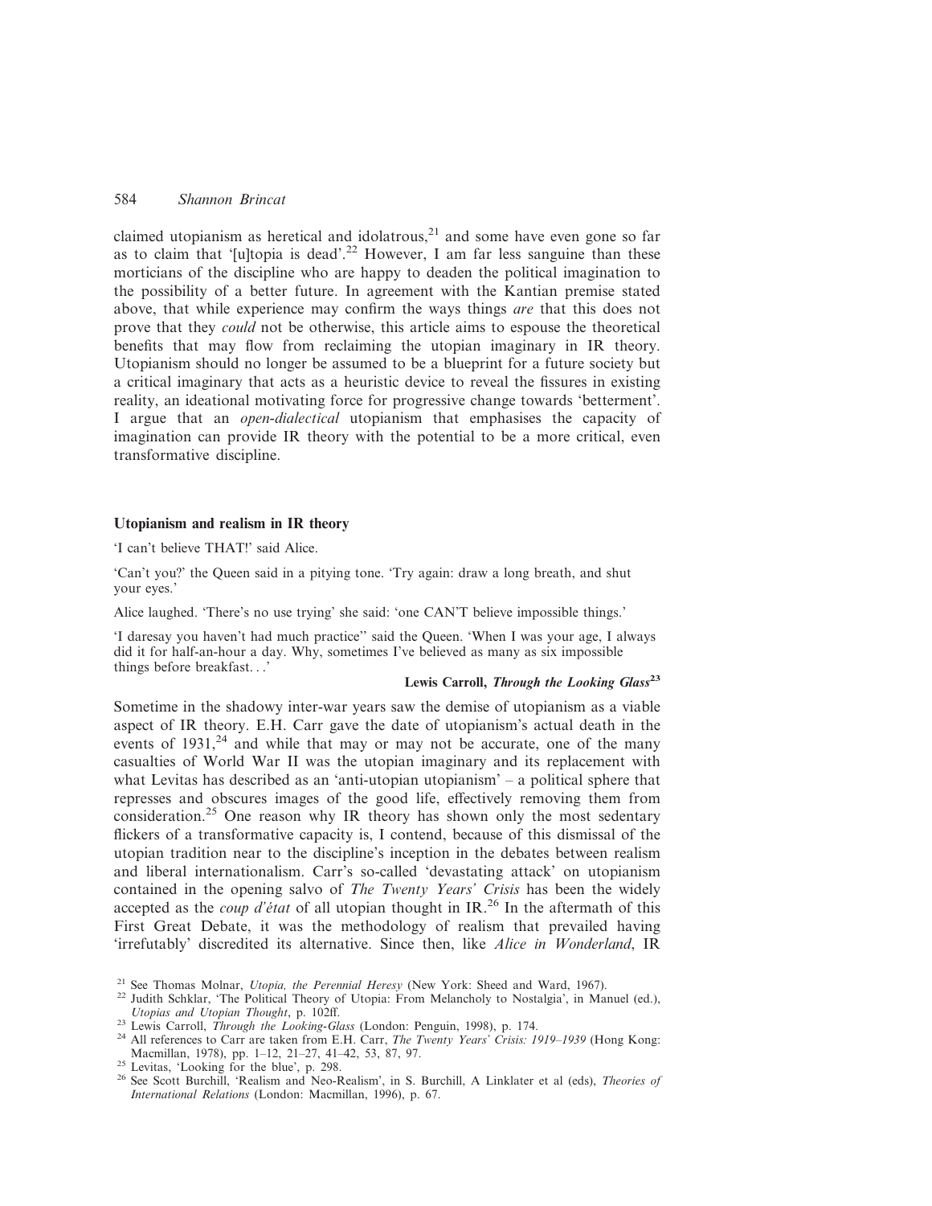claimed utopianism as heretical and idolatrous,[21] and some have even gone so far as to claim that '[u]topia is dead'.[22] However, I am far less sanguine than these morticians of the discipline who are happy to deaden the political imagination to the possibility of a better future. In agreement with the Kantian premise stated above, that while experience may confirm the ways things *are* that this does not prove that they *could* not be otherwise, this article aims to espouse the theoretical benefits that may flow from reclaiming the utopian imaginary in IR theory. Utopianism should no longer be assumed to be a blueprint for a future society but a critical imaginary that acts as a heuristic device to reveal the fissures in existing reality, an ideational motivating force for progressive change towards 'betterment'. I argue that an *open-dialectical* utopianism that emphasises the capacity of imagination can provide IR theory with the potential to be a more critical, even transformative discipline.

### Utopianism and realism in IR theory

> 'I can't believe THAT!' said Alice.
>
> 'Can't you?' the Queen said in a pitying tone. 'Try again: draw a long breath, and shut your eyes.'
>
> Alice laughed. 'There's no use trying' she said: 'one CAN'T believe impossible things.'
>
> 'I daresay you haven't had much practice'' said the Queen. 'When I was your age, I always did it for half-an-hour a day. Why, sometimes I've believed as many as six impossible things before breakfast. . .'
>
> **Lewis Carroll, *Through the Looking Glass*[23]**

Sometime in the shadowy inter-war years saw the demise of utopianism as a viable aspect of IR theory. E.H. Carr gave the date of utopianism's actual death in the events of 1931,[24] and while that may or may not be accurate, one of the many casualties of World War II was the utopian imaginary and its replacement with what Levitas has described as an 'anti-utopian utopianism' – a political sphere that represses and obscures images of the good life, effectively removing them from consideration.[25] One reason why IR theory has shown only the most sedentary flickers of a transformative capacity is, I contend, because of this dismissal of the utopian tradition near to the discipline's inception in the debates between realism and liberal internationalism. Carr's so-called 'devastating attack' on utopianism contained in the opening salvo of *The Twenty Years' Crisis* has been the widely accepted as the *coup d'état* of all utopian thought in IR.[26] In the aftermath of this First Great Debate, it was the methodology of realism that prevailed having 'irrefutably' discredited its alternative. Since then, like *Alice in Wonderland*, IR

---

[21] See Thomas Molnar, *Utopia, the Perennial Heresy* (New York: Sheed and Ward, 1967).

[22] Judith Schklar, 'The Political Theory of Utopia: From Melancholy to Nostalgia', in Manuel (ed.), *Utopias and Utopian Thought*, p. 102ff.

[23] Lewis Carroll, *Through the Looking-Glass* (London: Penguin, 1998), p. 174.

[24] All references to Carr are taken from E.H. Carr, *The Twenty Years' Crisis: 1919–1939* (Hong Kong: Macmillan, 1978), pp. 1–12, 21–27, 41–42, 53, 87, 97.

[25] Levitas, 'Looking for the blue', p. 298.

[26] See Scott Burchill, 'Realism and Neo-Realism', in S. Burchill, A Linklater et al (eds), *Theories of International Relations* (London: Macmillan, 1996), p. 67.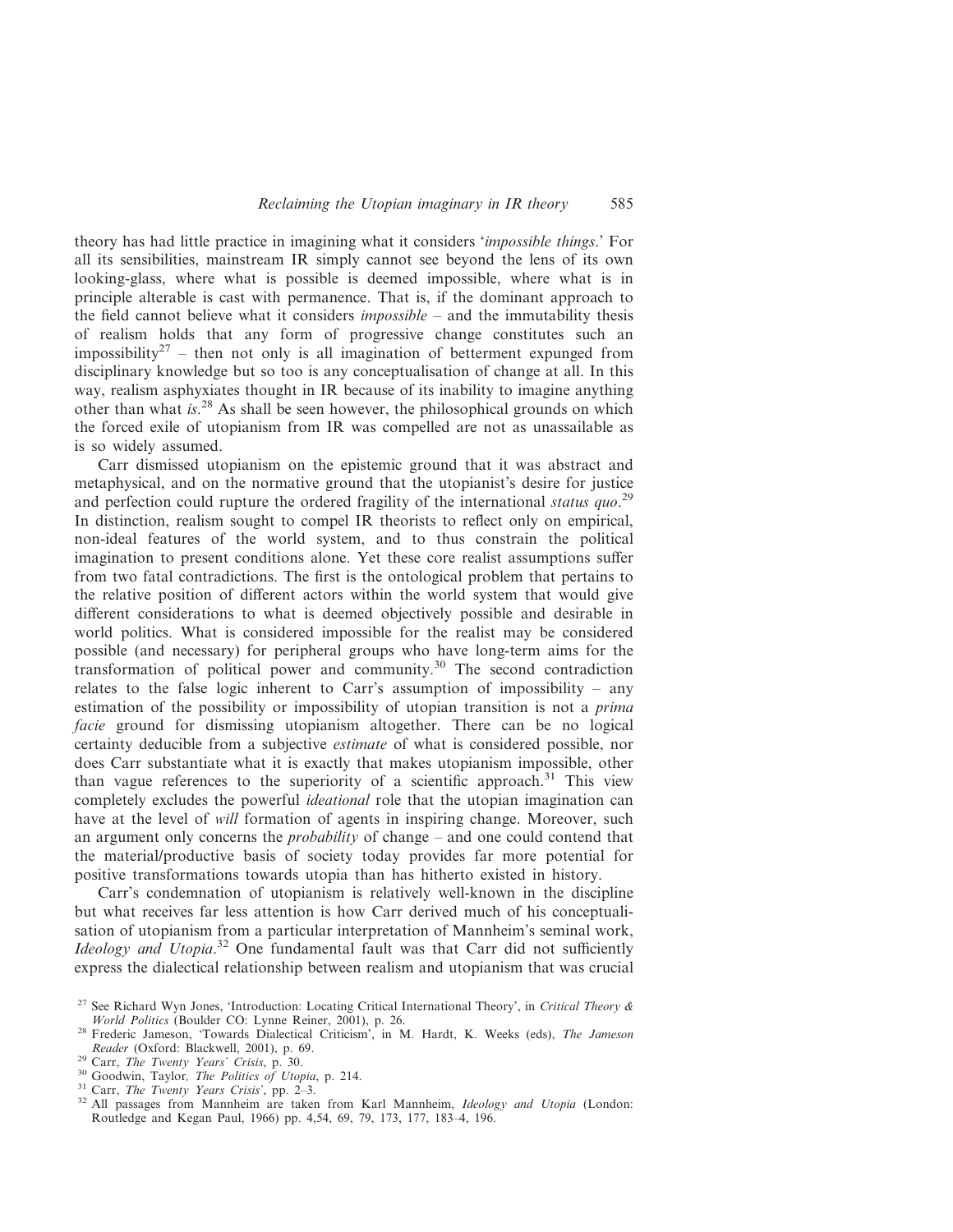theory has had little practice in imagining what it considers '*impossible things*.' For all its sensibilities, mainstream IR simply cannot see beyond the lens of its own looking-glass, where what is possible is deemed impossible, where what is in principle alterable is cast with permanence. That is, if the dominant approach to the field cannot believe what it considers *impossible* – and the immutability thesis of realism holds that any form of progressive change constitutes such an impossibility[27] – then not only is all imagination of betterment expunged from disciplinary knowledge but so too is any conceptualisation of change at all. In this way, realism asphyxiates thought in IR because of its inability to imagine anything other than what *is*.[28] As shall be seen however, the philosophical grounds on which the forced exile of utopianism from IR was compelled are not as unassailable as is so widely assumed.

Carr dismissed utopianism on the epistemic ground that it was abstract and metaphysical, and on the normative ground that the utopianist's desire for justice and perfection could rupture the ordered fragility of the international *status quo*.[29] In distinction, realism sought to compel IR theorists to reflect only on empirical, non-ideal features of the world system, and to thus constrain the political imagination to present conditions alone. Yet these core realist assumptions suffer from two fatal contradictions. The first is the ontological problem that pertains to the relative position of different actors within the world system that would give different considerations to what is deemed objectively possible and desirable in world politics. What is considered impossible for the realist may be considered possible (and necessary) for peripheral groups who have long-term aims for the transformation of political power and community.[30] The second contradiction relates to the false logic inherent to Carr's assumption of impossibility – any estimation of the possibility or impossibility of utopian transition is not a *prima facie* ground for dismissing utopianism altogether. There can be no logical certainty deducible from a subjective *estimate* of what is considered possible, nor does Carr substantiate what it is exactly that makes utopianism impossible, other than vague references to the superiority of a scientific approach.[31] This view completely excludes the powerful *ideational* role that the utopian imagination can have at the level of *will* formation of agents in inspiring change. Moreover, such an argument only concerns the *probability* of change – and one could contend that the material/productive basis of society today provides far more potential for positive transformations towards utopia than has hitherto existed in history.

Carr's condemnation of utopianism is relatively well-known in the discipline but what receives far less attention is how Carr derived much of his conceptualisation of utopianism from a particular interpretation of Mannheim's seminal work, *Ideology and Utopia*.[32] One fundamental fault was that Carr did not sufficiently express the dialectical relationship between realism and utopianism that was crucial

[27] See Richard Wyn Jones, 'Introduction: Locating Critical International Theory', in *Critical Theory & World Politics* (Boulder CO: Lynne Reiner, 2001), p. 26.

[28] Frederic Jameson, 'Towards Dialectical Criticism', in M. Hardt, K. Weeks (eds), *The Jameson Reader* (Oxford: Blackwell, 2001), p. 69.

[29] Carr, *The Twenty Years' Crisis*, p. 30.

[30] Goodwin, Taylor, *The Politics of Utopia*, p. 214.

[31] Carr, *The Twenty Years Crisis'*, pp. 2–3.

[32] All passages from Mannheim are taken from Karl Mannheim, *Ideology and Utopia* (London: Routledge and Kegan Paul, 1966) pp. 4,54, 69, 79, 173, 177, 183–4, 196.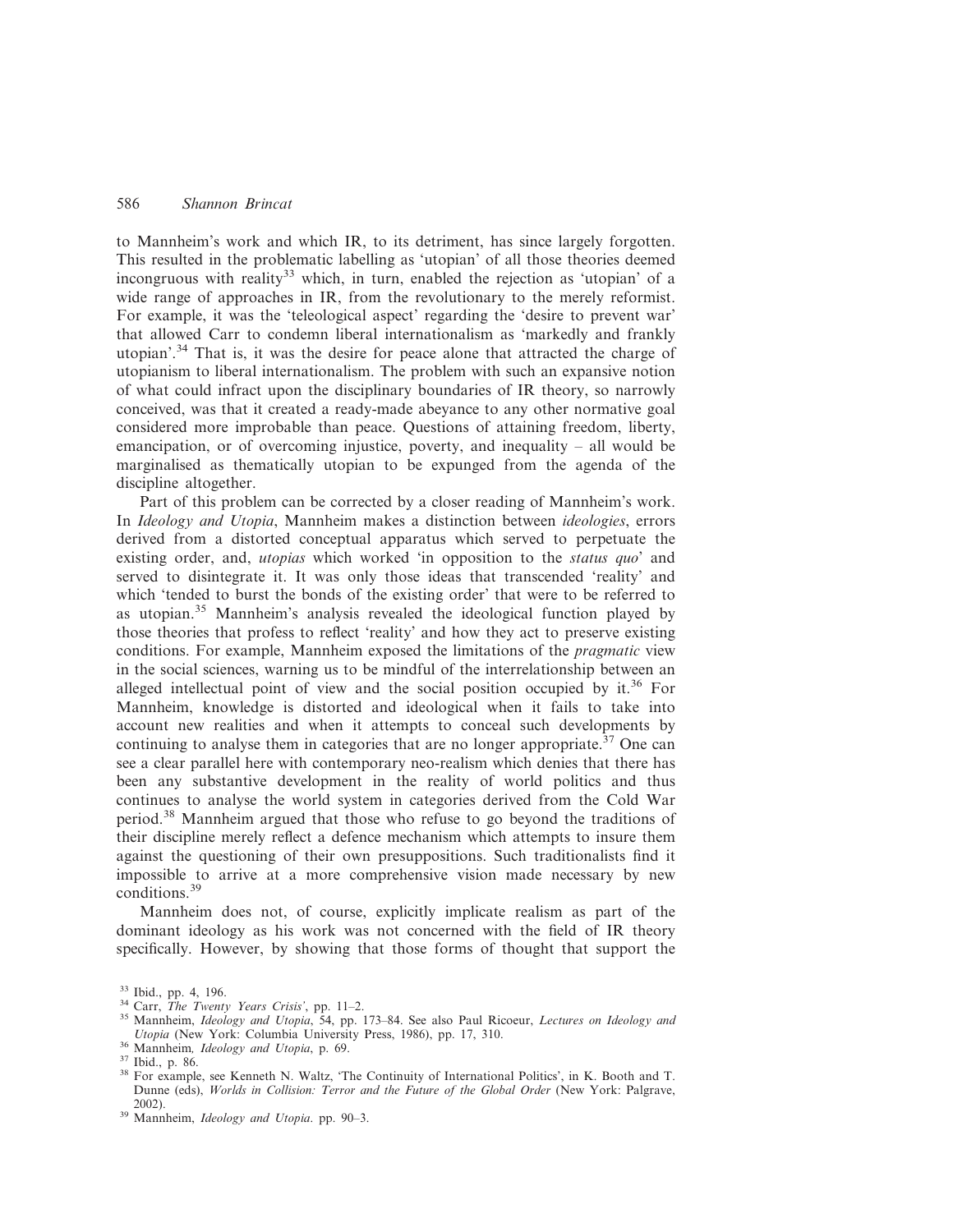to Mannheim's work and which IR, to its detriment, has since largely forgotten. This resulted in the problematic labelling as 'utopian' of all those theories deemed incongruous with reality[33] which, in turn, enabled the rejection as 'utopian' of a wide range of approaches in IR, from the revolutionary to the merely reformist. For example, it was the 'teleological aspect' regarding the 'desire to prevent war' that allowed Carr to condemn liberal internationalism as 'markedly and frankly utopian'.[34] That is, it was the desire for peace alone that attracted the charge of utopianism to liberal internationalism. The problem with such an expansive notion of what could infract upon the disciplinary boundaries of IR theory, so narrowly conceived, was that it created a ready-made abeyance to any other normative goal considered more improbable than peace. Questions of attaining freedom, liberty, emancipation, or of overcoming injustice, poverty, and inequality – all would be marginalised as thematically utopian to be expunged from the agenda of the discipline altogether.

Part of this problem can be corrected by a closer reading of Mannheim's work. In *Ideology and Utopia*, Mannheim makes a distinction between *ideologies*, errors derived from a distorted conceptual apparatus which served to perpetuate the existing order, and, *utopias* which worked 'in opposition to the *status quo*' and served to disintegrate it. It was only those ideas that transcended 'reality' and which 'tended to burst the bonds of the existing order' that were to be referred to as utopian.[35] Mannheim's analysis revealed the ideological function played by those theories that profess to reflect 'reality' and how they act to preserve existing conditions. For example, Mannheim exposed the limitations of the *pragmatic* view in the social sciences, warning us to be mindful of the interrelationship between an alleged intellectual point of view and the social position occupied by it.[36] For Mannheim, knowledge is distorted and ideological when it fails to take into account new realities and when it attempts to conceal such developments by continuing to analyse them in categories that are no longer appropriate.[37] One can see a clear parallel here with contemporary neo-realism which denies that there has been any substantive development in the reality of world politics and thus continues to analyse the world system in categories derived from the Cold War period.[38] Mannheim argued that those who refuse to go beyond the traditions of their discipline merely reflect a defence mechanism which attempts to insure them against the questioning of their own presuppositions. Such traditionalists find it impossible to arrive at a more comprehensive vision made necessary by new conditions.[39]

Mannheim does not, of course, explicitly implicate realism as part of the dominant ideology as his work was not concerned with the field of IR theory specifically. However, by showing that those forms of thought that support the

[33] Ibid., pp. 4, 196.
[34] Carr, *The Twenty Years Crisis'*, pp. 11–2.
[35] Mannheim, *Ideology and Utopia*, 54, pp. 173–84. See also Paul Ricoeur, *Lectures on Ideology and Utopia* (New York: Columbia University Press, 1986), pp. 17, 310.
[36] Mannheim, *Ideology and Utopia*, p. 69.
[37] Ibid., p. 86.
[38] For example, see Kenneth N. Waltz, 'The Continuity of International Politics', in K. Booth and T. Dunne (eds), *Worlds in Collision: Terror and the Future of the Global Order* (New York: Palgrave, 2002).
[39] Mannheim, *Ideology and Utopia*. pp. 90–3.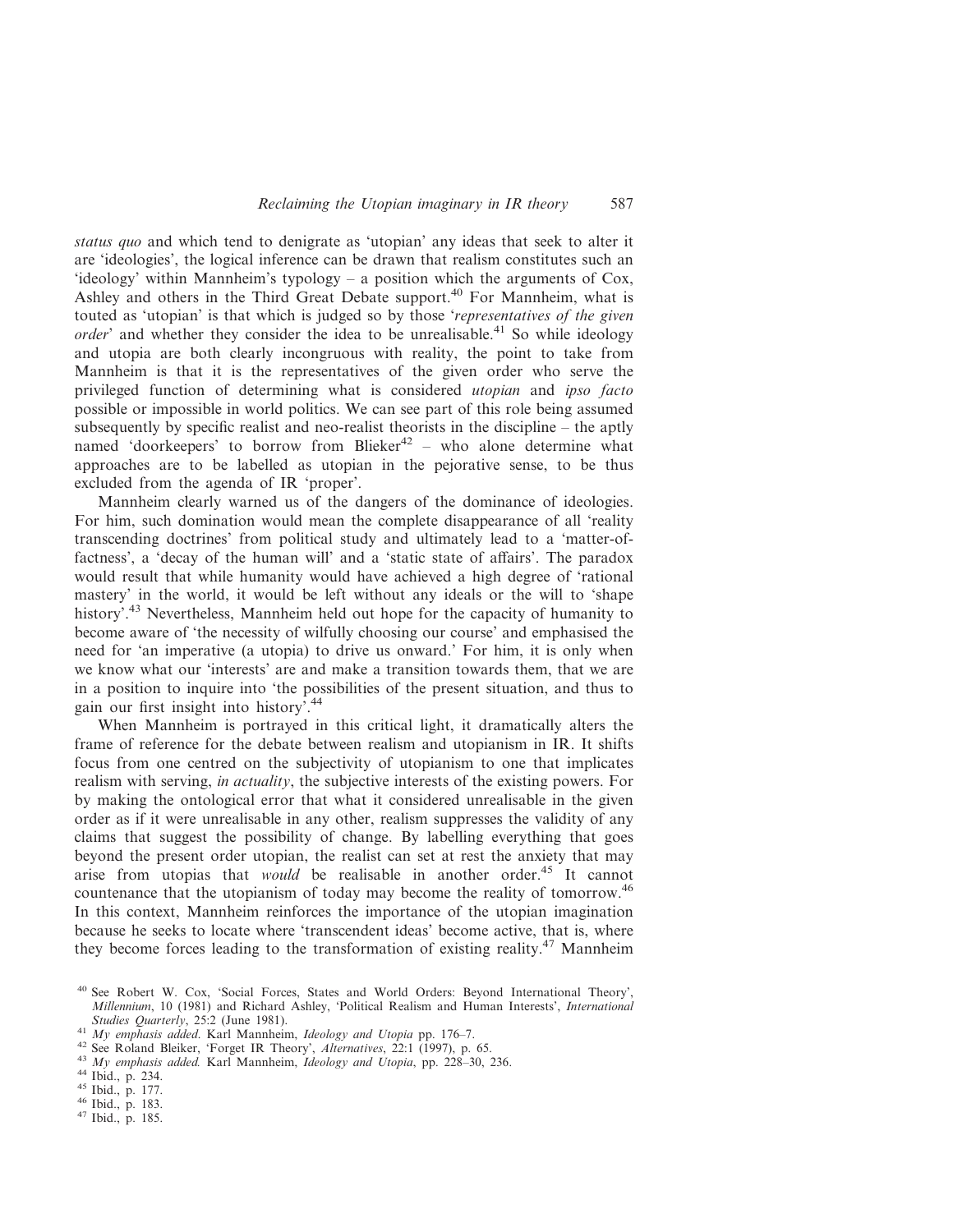*status quo* and which tend to denigrate as 'utopian' any ideas that seek to alter it are 'ideologies', the logical inference can be drawn that realism constitutes such an 'ideology' within Mannheim's typology – a position which the arguments of Cox, Ashley and others in the Third Great Debate support.[40] For Mannheim, what is touted as 'utopian' is that which is judged so by those '*representatives of the given order*' and whether they consider the idea to be unrealisable.[41] So while ideology and utopia are both clearly incongruous with reality, the point to take from Mannheim is that it is the representatives of the given order who serve the privileged function of determining what is considered *utopian* and *ipso facto* possible or impossible in world politics. We can see part of this role being assumed subsequently by specific realist and neo-realist theorists in the discipline – the aptly named 'doorkeepers' to borrow from Blieker[42] – who alone determine what approaches are to be labelled as utopian in the pejorative sense, to be thus excluded from the agenda of IR 'proper'.

Mannheim clearly warned us of the dangers of the dominance of ideologies. For him, such domination would mean the complete disappearance of all 'reality transcending doctrines' from political study and ultimately lead to a 'matter-of-factness', a 'decay of the human will' and a 'static state of affairs'. The paradox would result that while humanity would have achieved a high degree of 'rational mastery' in the world, it would be left without any ideals or the will to 'shape history'.[43] Nevertheless, Mannheim held out hope for the capacity of humanity to become aware of 'the necessity of wilfully choosing our course' and emphasised the need for 'an imperative (a utopia) to drive us onward.' For him, it is only when we know what our 'interests' are and make a transition towards them, that we are in a position to inquire into 'the possibilities of the present situation, and thus to gain our first insight into history'.[44]

When Mannheim is portrayed in this critical light, it dramatically alters the frame of reference for the debate between realism and utopianism in IR. It shifts focus from one centred on the subjectivity of utopianism to one that implicates realism with serving, *in actuality*, the subjective interests of the existing powers. For by making the ontological error that what it considered unrealisable in the given order as if it were unrealisable in any other, realism suppresses the validity of any claims that suggest the possibility of change. By labelling everything that goes beyond the present order utopian, the realist can set at rest the anxiety that may arise from utopias that *would* be realisable in another order.[45] It cannot countenance that the utopianism of today may become the reality of tomorrow.[46] In this context, Mannheim reinforces the importance of the utopian imagination because he seeks to locate where 'transcendent ideas' become active, that is, where they become forces leading to the transformation of existing reality.[47] Mannheim

[40] See Robert W. Cox, 'Social Forces, States and World Orders: Beyond International Theory', *Millennium*, 10 (1981) and Richard Ashley, 'Political Realism and Human Interests', *International Studies Quarterly*, 25:2 (June 1981).

[41] *My emphasis added*. Karl Mannheim, *Ideology and Utopia* pp. 176–7.

[42] See Roland Bleiker, 'Forget IR Theory', *Alternatives*, 22:1 (1997), p. 65.

[43] *My emphasis added.* Karl Mannheim, *Ideology and Utopia*, pp. 228–30, 236.

[44] Ibid., p. 234.

[45] Ibid., p. 177.

[46] Ibid., p. 183.

[47] Ibid., p. 185.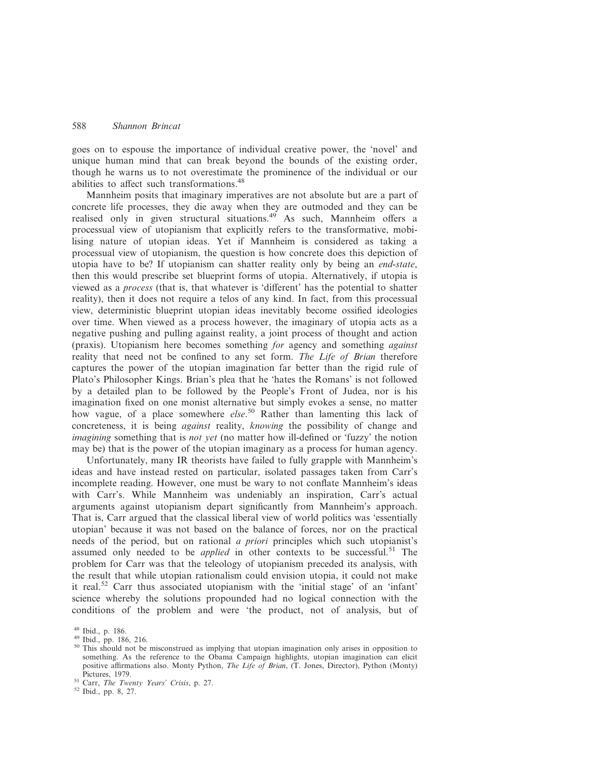goes on to espouse the importance of individual creative power, the 'novel' and unique human mind that can break beyond the bounds of the existing order, though he warns us to not overestimate the prominence of the individual or our abilities to affect such transformations.[48]

Mannheim posits that imaginary imperatives are not absolute but are a part of concrete life processes, they die away when they are outmoded and they can be realised only in given structural situations.[49] As such, Mannheim offers a processual view of utopianism that explicitly refers to the transformative, mobilising nature of utopian ideas. Yet if Mannheim is considered as taking a processual view of utopianism, the question is how concrete does this depiction of utopia have to be? If utopianism can shatter reality only by being an *end-state*, then this would prescribe set blueprint forms of utopia. Alternatively, if utopia is viewed as a *process* (that is, that whatever is 'different' has the potential to shatter reality), then it does not require a telos of any kind. In fact, from this processual view, deterministic blueprint utopian ideas inevitably become ossified ideologies over time. When viewed as a process however, the imaginary of utopia acts as a negative pushing and pulling against reality, a joint process of thought and action (praxis). Utopianism here becomes something *for* agency and something *against* reality that need not be confined to any set form. *The Life of Brian* therefore captures the power of the utopian imagination far better than the rigid rule of Plato's Philosopher Kings. Brian's plea that he 'hates the Romans' is not followed by a detailed plan to be followed by the People's Front of Judea, nor is his imagination fixed on one monist alternative but simply evokes a sense, no matter how vague, of a place somewhere *else*.[50] Rather than lamenting this lack of concreteness, it is being *against* reality, *knowing* the possibility of change and *imagining* something that is *not yet* (no matter how ill-defined or 'fuzzy' the notion may be) that is the power of the utopian imaginary as a process for human agency.

Unfortunately, many IR theorists have failed to fully grapple with Mannheim's ideas and have instead rested on particular, isolated passages taken from Carr's incomplete reading. However, one must be wary to not conflate Mannheim's ideas with Carr's. While Mannheim was undeniably an inspiration, Carr's actual arguments against utopianism depart significantly from Mannheim's approach. That is, Carr argued that the classical liberal view of world politics was 'essentially utopian' because it was not based on the balance of forces, nor on the practical needs of the period, but on rational *a priori* principles which such utopianist's assumed only needed to be *applied* in other contexts to be successful.[51] The problem for Carr was that the teleology of utopianism preceded its analysis, with the result that while utopian rationalism could envision utopia, it could not make it real.[52] Carr thus associated utopianism with the 'initial stage' of an 'infant' science whereby the solutions propounded had no logical connection with the conditions of the problem and were 'the product, not of analysis, but of

[48] Ibid., p. 186.

[49] Ibid., pp. 186, 216.

[50] This should not be misconstrued as implying that utopian imagination only arises in opposition to something. As the reference to the Obama Campaign highlights, utopian imagination can elicit positive affirmations also. Monty Python, *The Life of Brian*, (T. Jones, Director), Python (Monty) Pictures, 1979.

[51] Carr, *The Twenty Years' Crisis*, p. 27.

[52] Ibid., pp. 8, 27.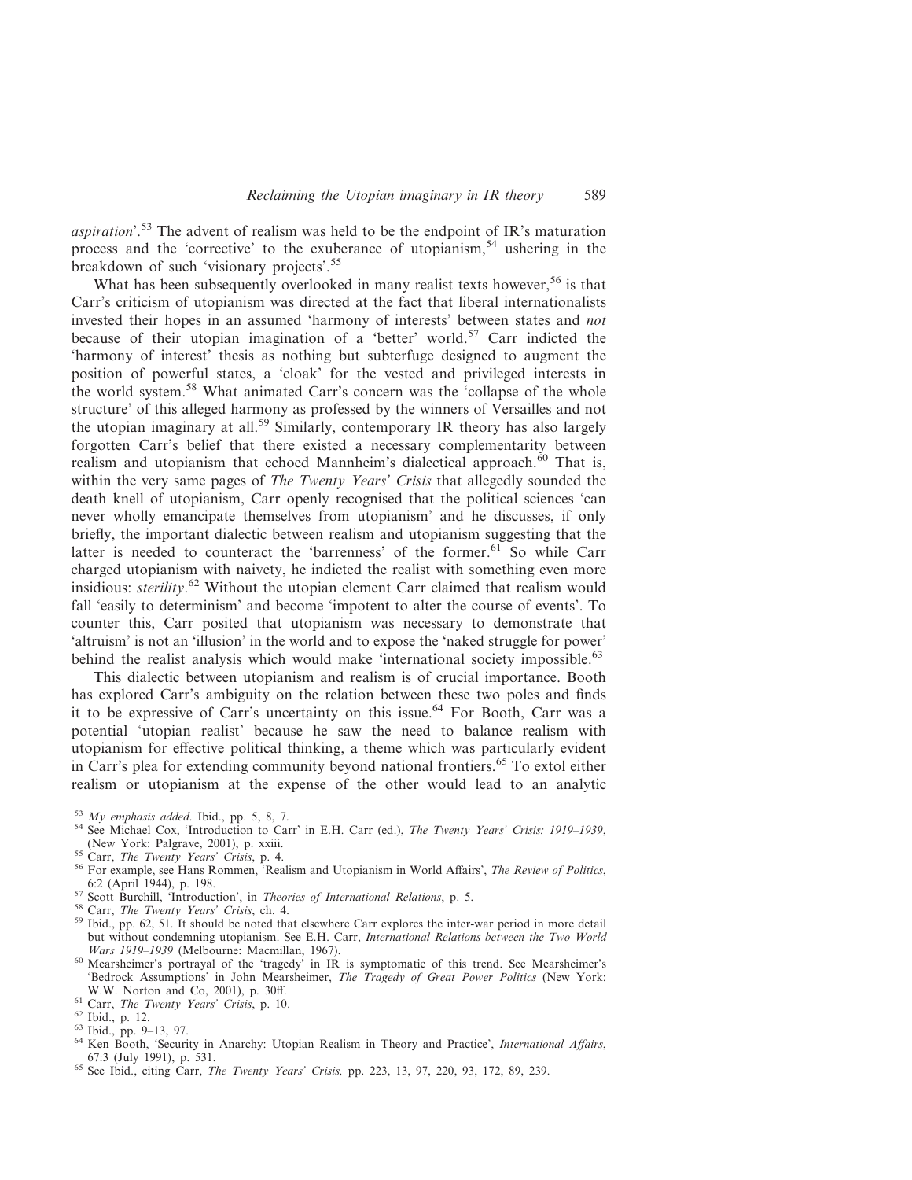*aspiration*'.[53] The advent of realism was held to be the endpoint of IR's maturation process and the 'corrective' to the exuberance of utopianism,[54] ushering in the breakdown of such 'visionary projects'.[55]

What has been subsequently overlooked in many realist texts however,[56] is that Carr's criticism of utopianism was directed at the fact that liberal internationalists invested their hopes in an assumed 'harmony of interests' between states and *not* because of their utopian imagination of a 'better' world.[57] Carr indicted the 'harmony of interest' thesis as nothing but subterfuge designed to augment the position of powerful states, a 'cloak' for the vested and privileged interests in the world system.[58] What animated Carr's concern was the 'collapse of the whole structure' of this alleged harmony as professed by the winners of Versailles and not the utopian imaginary at all.[59] Similarly, contemporary IR theory has also largely forgotten Carr's belief that there existed a necessary complementarity between realism and utopianism that echoed Mannheim's dialectical approach.[60] That is, within the very same pages of *The Twenty Years' Crisis* that allegedly sounded the death knell of utopianism, Carr openly recognised that the political sciences 'can never wholly emancipate themselves from utopianism' and he discusses, if only briefly, the important dialectic between realism and utopianism suggesting that the latter is needed to counteract the 'barrenness' of the former.[61] So while Carr charged utopianism with naivety, he indicted the realist with something even more insidious: *sterility*.[62] Without the utopian element Carr claimed that realism would fall 'easily to determinism' and become 'impotent to alter the course of events'. To counter this, Carr posited that utopianism was necessary to demonstrate that 'altruism' is not an 'illusion' in the world and to expose the 'naked struggle for power' behind the realist analysis which would make 'international society impossible.[63]

This dialectic between utopianism and realism is of crucial importance. Booth has explored Carr's ambiguity on the relation between these two poles and finds it to be expressive of Carr's uncertainty on this issue.[64] For Booth, Carr was a potential 'utopian realist' because he saw the need to balance realism with utopianism for effective political thinking, a theme which was particularly evident in Carr's plea for extending community beyond national frontiers.[65] To extol either realism or utopianism at the expense of the other would lead to an analytic

[53] *My emphasis added*. Ibid., pp. 5, 8, 7.

[54] See Michael Cox, 'Introduction to Carr' in E.H. Carr (ed.), *The Twenty Years' Crisis: 1919–1939*, (New York: Palgrave, 2001), p. xxiii.

[55] Carr, *The Twenty Years' Crisis*, p. 4.

[56] For example, see Hans Rommen, 'Realism and Utopianism in World Affairs', *The Review of Politics*, 6:2 (April 1944), p. 198.

[57] Scott Burchill, 'Introduction', in *Theories of International Relations*, p. 5.

[58] Carr, *The Twenty Years' Crisis*, ch. 4.

[59] Ibid., pp. 62, 51. It should be noted that elsewhere Carr explores the inter-war period in more detail but without condemning utopianism. See E.H. Carr, *International Relations between the Two World Wars 1919–1939* (Melbourne: Macmillan, 1967).

[60] Mearsheimer's portrayal of the 'tragedy' in IR is symptomatic of this trend. See Mearsheimer's 'Bedrock Assumptions' in John Mearsheimer, *The Tragedy of Great Power Politics* (New York: W.W. Norton and Co, 2001), p. 30ff.

[61] Carr, *The Twenty Years' Crisis*, p. 10.

[62] Ibid., p. 12.

[63] Ibid., pp. 9–13, 97.

[64] Ken Booth, 'Security in Anarchy: Utopian Realism in Theory and Practice', *International Affairs*, 67:3 (July 1991), p. 531.

[65] See Ibid., citing Carr, *The Twenty Years' Crisis,* pp. 223, 13, 97, 220, 93, 172, 89, 239.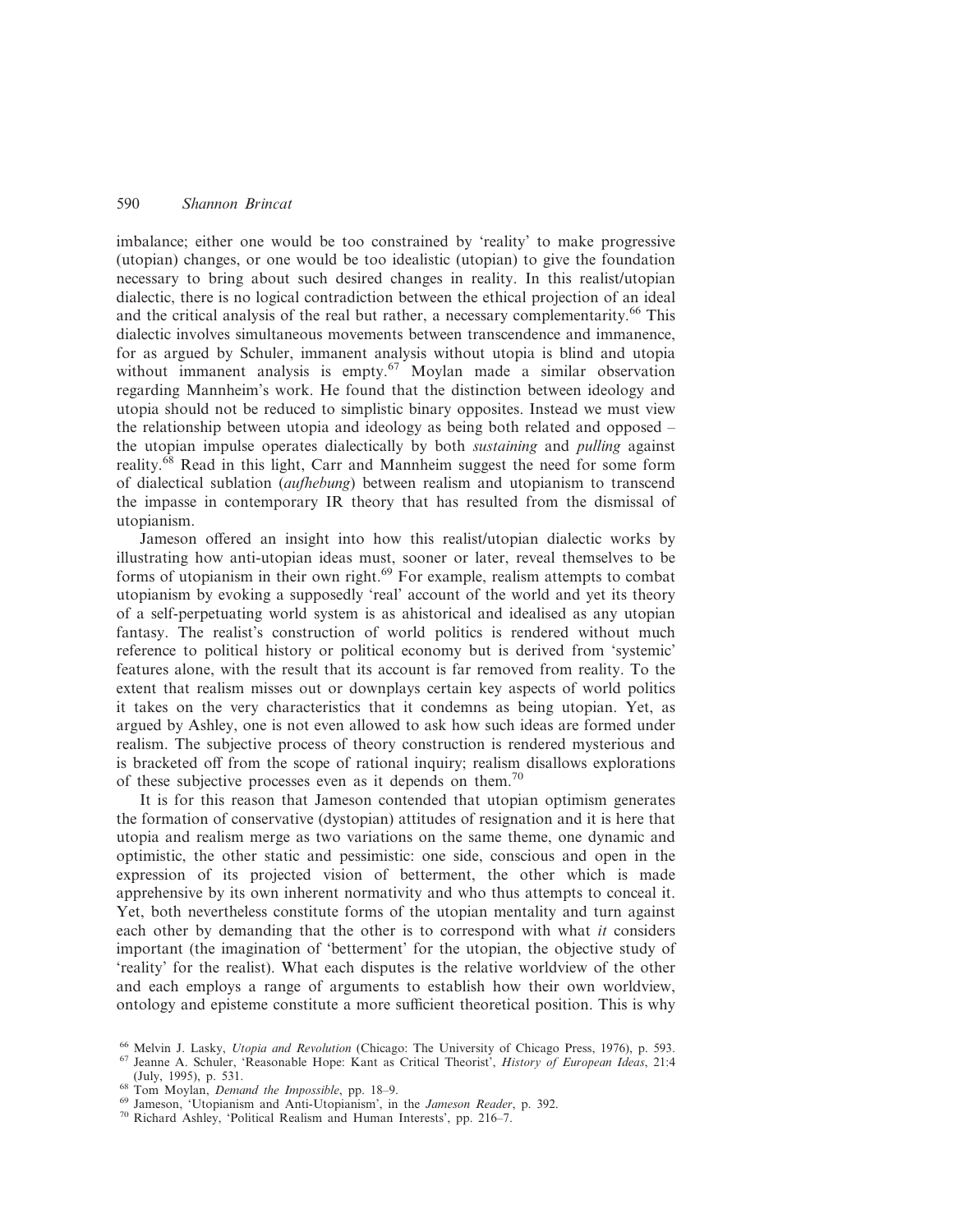imbalance; either one would be too constrained by 'reality' to make progressive (utopian) changes, or one would be too idealistic (utopian) to give the foundation necessary to bring about such desired changes in reality. In this realist/utopian dialectic, there is no logical contradiction between the ethical projection of an ideal and the critical analysis of the real but rather, a necessary complementarity.[66] This dialectic involves simultaneous movements between transcendence and immanence, for as argued by Schuler, immanent analysis without utopia is blind and utopia without immanent analysis is empty.[67] Moylan made a similar observation regarding Mannheim's work. He found that the distinction between ideology and utopia should not be reduced to simplistic binary opposites. Instead we must view the relationship between utopia and ideology as being both related and opposed – the utopian impulse operates dialectically by both *sustaining* and *pulling* against reality.[68] Read in this light, Carr and Mannheim suggest the need for some form of dialectical sublation (*aufhebung*) between realism and utopianism to transcend the impasse in contemporary IR theory that has resulted from the dismissal of utopianism.

Jameson offered an insight into how this realist/utopian dialectic works by illustrating how anti-utopian ideas must, sooner or later, reveal themselves to be forms of utopianism in their own right.[69] For example, realism attempts to combat utopianism by evoking a supposedly 'real' account of the world and yet its theory of a self-perpetuating world system is as ahistorical and idealised as any utopian fantasy. The realist's construction of world politics is rendered without much reference to political history or political economy but is derived from 'systemic' features alone, with the result that its account is far removed from reality. To the extent that realism misses out or downplays certain key aspects of world politics it takes on the very characteristics that it condemns as being utopian. Yet, as argued by Ashley, one is not even allowed to ask how such ideas are formed under realism. The subjective process of theory construction is rendered mysterious and is bracketed off from the scope of rational inquiry; realism disallows explorations of these subjective processes even as it depends on them.[70]

It is for this reason that Jameson contended that utopian optimism generates the formation of conservative (dystopian) attitudes of resignation and it is here that utopia and realism merge as two variations on the same theme, one dynamic and optimistic, the other static and pessimistic: one side, conscious and open in the expression of its projected vision of betterment, the other which is made apprehensive by its own inherent normativity and who thus attempts to conceal it. Yet, both nevertheless constitute forms of the utopian mentality and turn against each other by demanding that the other is to correspond with what *it* considers important (the imagination of 'betterment' for the utopian, the objective study of 'reality' for the realist). What each disputes is the relative worldview of the other and each employs a range of arguments to establish how their own worldview, ontology and episteme constitute a more sufficient theoretical position. This is why

[66] Melvin J. Lasky, *Utopia and Revolution* (Chicago: The University of Chicago Press, 1976), p. 593.

[67] Jeanne A. Schuler, 'Reasonable Hope: Kant as Critical Theorist', *History of European Ideas*, 21:4 (July, 1995), p. 531.

[68] Tom Moylan, *Demand the Impossible*, pp. 18–9.

[69] Jameson, 'Utopianism and Anti-Utopianism', in the *Jameson Reader*, p. 392.

[70] Richard Ashley, 'Political Realism and Human Interests', pp. 216–7.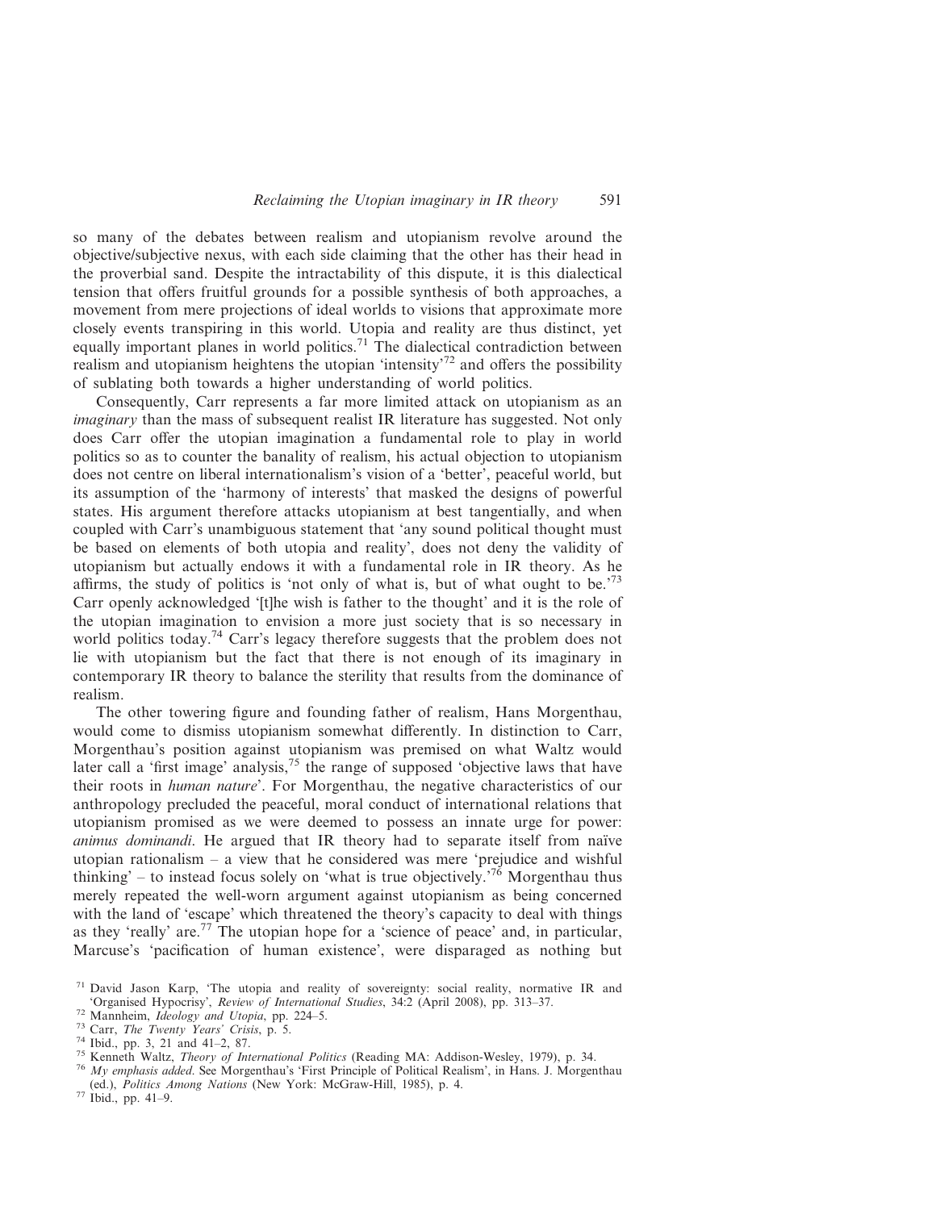so many of the debates between realism and utopianism revolve around the objective/subjective nexus, with each side claiming that the other has their head in the proverbial sand. Despite the intractability of this dispute, it is this dialectical tension that offers fruitful grounds for a possible synthesis of both approaches, a movement from mere projections of ideal worlds to visions that approximate more closely events transpiring in this world. Utopia and reality are thus distinct, yet equally important planes in world politics.[71] The dialectical contradiction between realism and utopianism heightens the utopian 'intensity'[72] and offers the possibility of sublating both towards a higher understanding of world politics.

Consequently, Carr represents a far more limited attack on utopianism as an *imaginary* than the mass of subsequent realist IR literature has suggested. Not only does Carr offer the utopian imagination a fundamental role to play in world politics so as to counter the banality of realism, his actual objection to utopianism does not centre on liberal internationalism's vision of a 'better', peaceful world, but its assumption of the 'harmony of interests' that masked the designs of powerful states. His argument therefore attacks utopianism at best tangentially, and when coupled with Carr's unambiguous statement that 'any sound political thought must be based on elements of both utopia and reality', does not deny the validity of utopianism but actually endows it with a fundamental role in IR theory. As he affirms, the study of politics is 'not only of what is, but of what ought to be.'[73] Carr openly acknowledged '[t]he wish is father to the thought' and it is the role of the utopian imagination to envision a more just society that is so necessary in world politics today.[74] Carr's legacy therefore suggests that the problem does not lie with utopianism but the fact that there is not enough of its imaginary in contemporary IR theory to balance the sterility that results from the dominance of realism.

The other towering figure and founding father of realism, Hans Morgenthau, would come to dismiss utopianism somewhat differently. In distinction to Carr, Morgenthau's position against utopianism was premised on what Waltz would later call a 'first image' analysis,[75] the range of supposed 'objective laws that have their roots in *human nature*'. For Morgenthau, the negative characteristics of our anthropology precluded the peaceful, moral conduct of international relations that utopianism promised as we were deemed to possess an innate urge for power: *animus dominandi*. He argued that IR theory had to separate itself from naïve utopian rationalism – a view that he considered was mere 'prejudice and wishful thinking' – to instead focus solely on 'what is true objectively.'[76] Morgenthau thus merely repeated the well-worn argument against utopianism as being concerned with the land of 'escape' which threatened the theory's capacity to deal with things as they 'really' are.[77] The utopian hope for a 'science of peace' and, in particular, Marcuse's 'pacification of human existence', were disparaged as nothing but

[71] David Jason Karp, 'The utopia and reality of sovereignty: social reality, normative IR and 'Organised Hypocrisy', *Review of International Studies*, 34:2 (April 2008), pp. 313–37.

[72] Mannheim, *Ideology and Utopia*, pp. 224–5.

[73] Carr, *The Twenty Years' Crisis*, p. 5.

[74] Ibid., pp. 3, 21 and 41–2, 87.

[75] Kenneth Waltz, *Theory of International Politics* (Reading MA: Addison-Wesley, 1979), p. 34.

[76] *My emphasis added*. See Morgenthau's 'First Principle of Political Realism', in Hans. J. Morgenthau (ed.), *Politics Among Nations* (New York: McGraw-Hill, 1985), p. 4.

[77] Ibid., pp. 41–9.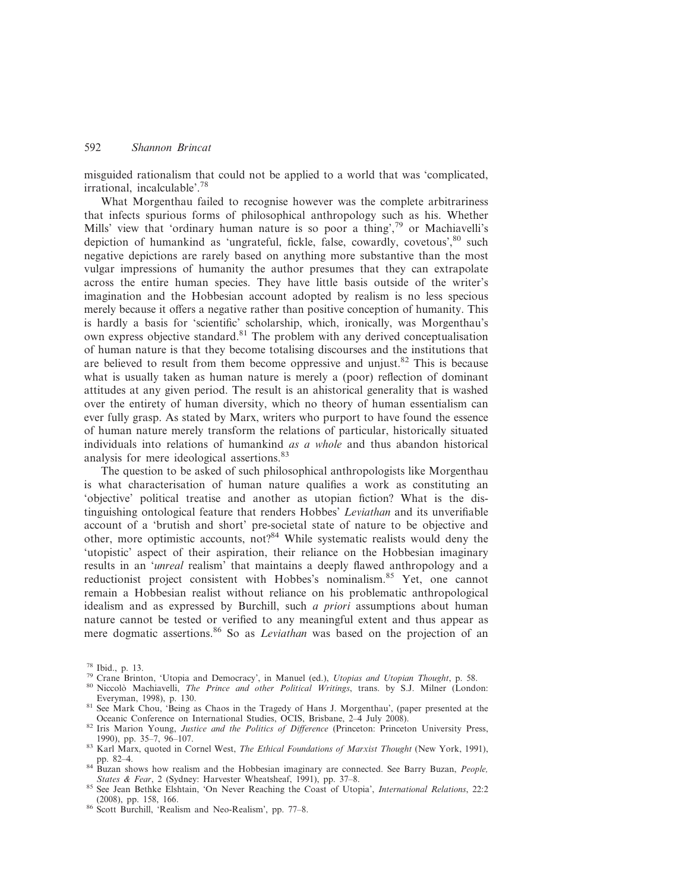misguided rationalism that could not be applied to a world that was 'complicated, irrational, incalculable'.[78]

What Morgenthau failed to recognise however was the complete arbitrariness that infects spurious forms of philosophical anthropology such as his. Whether Mills' view that 'ordinary human nature is so poor a thing',[79] or Machiavelli's depiction of humankind as 'ungrateful, fickle, false, cowardly, covetous',[80] such negative depictions are rarely based on anything more substantive than the most vulgar impressions of humanity the author presumes that they can extrapolate across the entire human species. They have little basis outside of the writer's imagination and the Hobbesian account adopted by realism is no less specious merely because it offers a negative rather than positive conception of humanity. This is hardly a basis for 'scientific' scholarship, which, ironically, was Morgenthau's own express objective standard.[81] The problem with any derived conceptualisation of human nature is that they become totalising discourses and the institutions that are believed to result from them become oppressive and unjust.[82] This is because what is usually taken as human nature is merely a (poor) reflection of dominant attitudes at any given period. The result is an ahistorical generality that is washed over the entirety of human diversity, which no theory of human essentialism can ever fully grasp. As stated by Marx, writers who purport to have found the essence of human nature merely transform the relations of particular, historically situated individuals into relations of humankind *as a whole* and thus abandon historical analysis for mere ideological assertions.[83]

The question to be asked of such philosophical anthropologists like Morgenthau is what characterisation of human nature qualifies a work as constituting an 'objective' political treatise and another as utopian fiction? What is the distinguishing ontological feature that renders Hobbes' *Leviathan* and its unverifiable account of a 'brutish and short' pre-societal state of nature to be objective and other, more optimistic accounts, not?[84] While systematic realists would deny the 'utopistic' aspect of their aspiration, their reliance on the Hobbesian imaginary results in an '*unreal* realism' that maintains a deeply flawed anthropology and a reductionist project consistent with Hobbes's nominalism.[85] Yet, one cannot remain a Hobbesian realist without reliance on his problematic anthropological idealism and as expressed by Burchill, such *a priori* assumptions about human nature cannot be tested or verified to any meaningful extent and thus appear as mere dogmatic assertions.[86] So as *Leviathan* was based on the projection of an

---

[78] Ibid., p. 13.

[79] Crane Brinton, 'Utopia and Democracy', in Manuel (ed.), *Utopias and Utopian Thought*, p. 58.

[80] Niccolò Machiavelli, *The Prince and other Political Writings*, trans. by S.J. Milner (London: Everyman, 1998), p. 130.

[81] See Mark Chou, 'Being as Chaos in the Tragedy of Hans J. Morgenthau', (paper presented at the Oceanic Conference on International Studies, OCIS, Brisbane, 2–4 July 2008).

[82] Iris Marion Young, *Justice and the Politics of Difference* (Princeton: Princeton University Press, 1990), pp. 35–7, 96–107.

[83] Karl Marx, quoted in Cornel West, *The Ethical Foundations of Marxist Thought* (New York, 1991), pp. 82–4.

[84] Buzan shows how realism and the Hobbesian imaginary are connected. See Barry Buzan, *People, States & Fear*, 2 (Sydney: Harvester Wheatsheaf, 1991), pp. 37–8.

[85] See Jean Bethke Elshtain, 'On Never Reaching the Coast of Utopia', *International Relations*, 22:2 (2008), pp. 158, 166.

[86] Scott Burchill, 'Realism and Neo-Realism', pp. 77–8.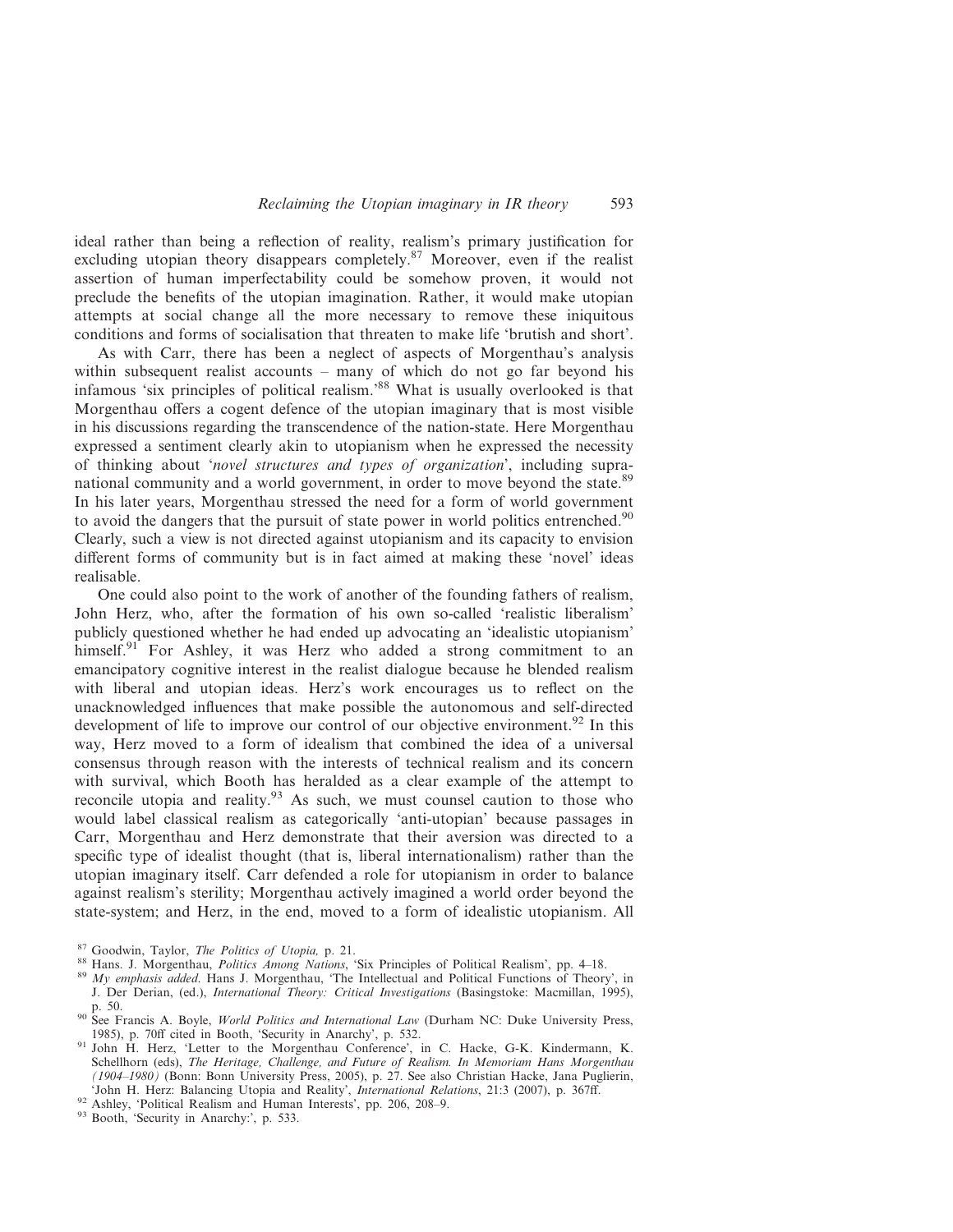ideal rather than being a reflection of reality, realism's primary justification for excluding utopian theory disappears completely.[87] Moreover, even if the realist assertion of human imperfectability could be somehow proven, it would not preclude the benefits of the utopian imagination. Rather, it would make utopian attempts at social change all the more necessary to remove these iniquitous conditions and forms of socialisation that threaten to make life 'brutish and short'.

As with Carr, there has been a neglect of aspects of Morgenthau's analysis within subsequent realist accounts – many of which do not go far beyond his infamous 'six principles of political realism.'[88] What is usually overlooked is that Morgenthau offers a cogent defence of the utopian imaginary that is most visible in his discussions regarding the transcendence of the nation-state. Here Morgenthau expressed a sentiment clearly akin to utopianism when he expressed the necessity of thinking about '*novel structures and types of organization*', including supranational community and a world government, in order to move beyond the state.[89] In his later years, Morgenthau stressed the need for a form of world government to avoid the dangers that the pursuit of state power in world politics entrenched.[90] Clearly, such a view is not directed against utopianism and its capacity to envision different forms of community but is in fact aimed at making these 'novel' ideas realisable.

One could also point to the work of another of the founding fathers of realism, John Herz, who, after the formation of his own so-called 'realistic liberalism' publicly questioned whether he had ended up advocating an 'idealistic utopianism' himself.[91] For Ashley, it was Herz who added a strong commitment to an emancipatory cognitive interest in the realist dialogue because he blended realism with liberal and utopian ideas. Herz's work encourages us to reflect on the unacknowledged influences that make possible the autonomous and self-directed development of life to improve our control of our objective environment.[92] In this way, Herz moved to a form of idealism that combined the idea of a universal consensus through reason with the interests of technical realism and its concern with survival, which Booth has heralded as a clear example of the attempt to reconcile utopia and reality.[93] As such, we must counsel caution to those who would label classical realism as categorically 'anti-utopian' because passages in Carr, Morgenthau and Herz demonstrate that their aversion was directed to a specific type of idealist thought (that is, liberal internationalism) rather than the utopian imaginary itself. Carr defended a role for utopianism in order to balance against realism's sterility; Morgenthau actively imagined a world order beyond the state-system; and Herz, in the end, moved to a form of idealistic utopianism. All

[87] Goodwin, Taylor, *The Politics of Utopia,* p. 21.

[88] Hans. J. Morgenthau, *Politics Among Nations*, 'Six Principles of Political Realism', pp. 4–18.

[89] *My emphasis added.* Hans J. Morgenthau, 'The Intellectual and Political Functions of Theory', in J. Der Derian, (ed.), *International Theory: Critical Investigations* (Basingstoke: Macmillan, 1995), p. 50.

[90] See Francis A. Boyle, *World Politics and International Law* (Durham NC: Duke University Press, 1985), p. 70ff cited in Booth, 'Security in Anarchy', p. 532.

[91] John H. Herz, 'Letter to the Morgenthau Conference', in C. Hacke, G-K. Kindermann, K. Schellhorn (eds), *The Heritage, Challenge, and Future of Realism. In Memoriam Hans Morgenthau (1904–1980)* (Bonn: Bonn University Press, 2005), p. 27. See also Christian Hacke, Jana Puglierin, 'John H. Herz: Balancing Utopia and Reality', *International Relations*, 21:3 (2007), p. 367ff.

[92] Ashley, 'Political Realism and Human Interests', pp. 206, 208–9.

[93] Booth, 'Security in Anarchy:', p. 533.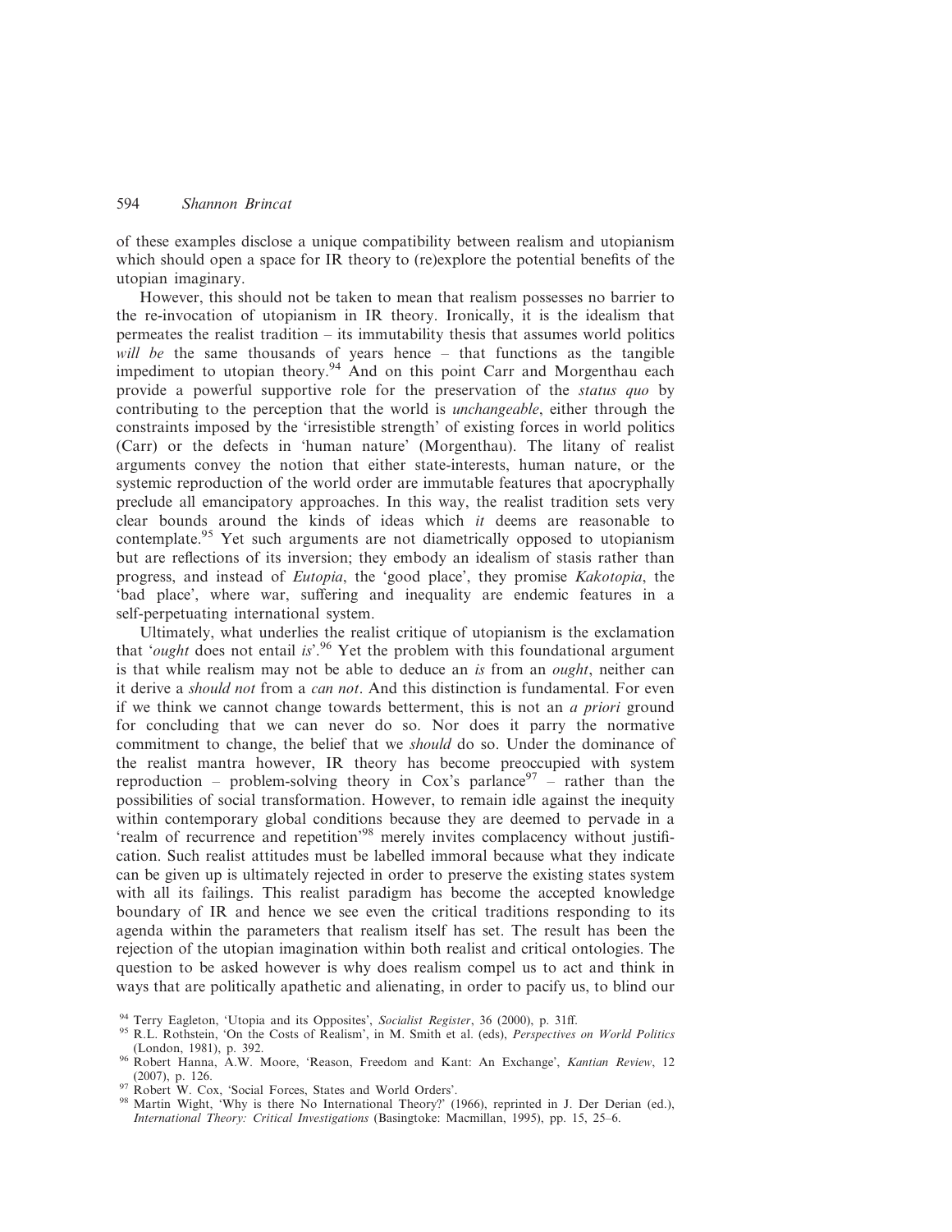of these examples disclose a unique compatibility between realism and utopianism which should open a space for IR theory to (re)explore the potential benefits of the utopian imaginary.

However, this should not be taken to mean that realism possesses no barrier to the re-invocation of utopianism in IR theory. Ironically, it is the idealism that permeates the realist tradition – its immutability thesis that assumes world politics *will be* the same thousands of years hence – that functions as the tangible impediment to utopian theory.[94] And on this point Carr and Morgenthau each provide a powerful supportive role for the preservation of the *status quo* by contributing to the perception that the world is *unchangeable*, either through the constraints imposed by the 'irresistible strength' of existing forces in world politics (Carr) or the defects in 'human nature' (Morgenthau). The litany of realist arguments convey the notion that either state-interests, human nature, or the systemic reproduction of the world order are immutable features that apocryphally preclude all emancipatory approaches. In this way, the realist tradition sets very clear bounds around the kinds of ideas which *it* deems are reasonable to contemplate.[95] Yet such arguments are not diametrically opposed to utopianism but are reflections of its inversion; they embody an idealism of stasis rather than progress, and instead of *Eutopia*, the 'good place', they promise *Kakotopia*, the 'bad place', where war, suffering and inequality are endemic features in a self-perpetuating international system.

Ultimately, what underlies the realist critique of utopianism is the exclamation that '*ought* does not entail *is*'.[96] Yet the problem with this foundational argument is that while realism may not be able to deduce an *is* from an *ought*, neither can it derive a *should not* from a *can not*. And this distinction is fundamental. For even if we think we cannot change towards betterment, this is not an *a priori* ground for concluding that we can never do so. Nor does it parry the normative commitment to change, the belief that we *should* do so. Under the dominance of the realist mantra however, IR theory has become preoccupied with system reproduction – problem-solving theory in Cox's parlance[97] – rather than the possibilities of social transformation. However, to remain idle against the inequity within contemporary global conditions because they are deemed to pervade in a 'realm of recurrence and repetition'[98] merely invites complacency without justification. Such realist attitudes must be labelled immoral because what they indicate can be given up is ultimately rejected in order to preserve the existing states system with all its failings. This realist paradigm has become the accepted knowledge boundary of IR and hence we see even the critical traditions responding to its agenda within the parameters that realism itself has set. The result has been the rejection of the utopian imagination within both realist and critical ontologies. The question to be asked however is why does realism compel us to act and think in ways that are politically apathetic and alienating, in order to pacify us, to blind our

[94] Terry Eagleton, 'Utopia and its Opposites', *Socialist Register*, 36 (2000), p. 31ff.

[95] R.L. Rothstein, 'On the Costs of Realism', in M. Smith et al. (eds), *Perspectives on World Politics* (London, 1981), p. 392.

[96] Robert Hanna, A.W. Moore, 'Reason, Freedom and Kant: An Exchange', *Kantian Review*, 12 (2007), p. 126.

[97] Robert W. Cox, 'Social Forces, States and World Orders'.

[98] Martin Wight, 'Why is there No International Theory?' (1966), reprinted in J. Der Derian (ed.), *International Theory: Critical Investigations* (Basingtoke: Macmillan, 1995), pp. 15, 25–6.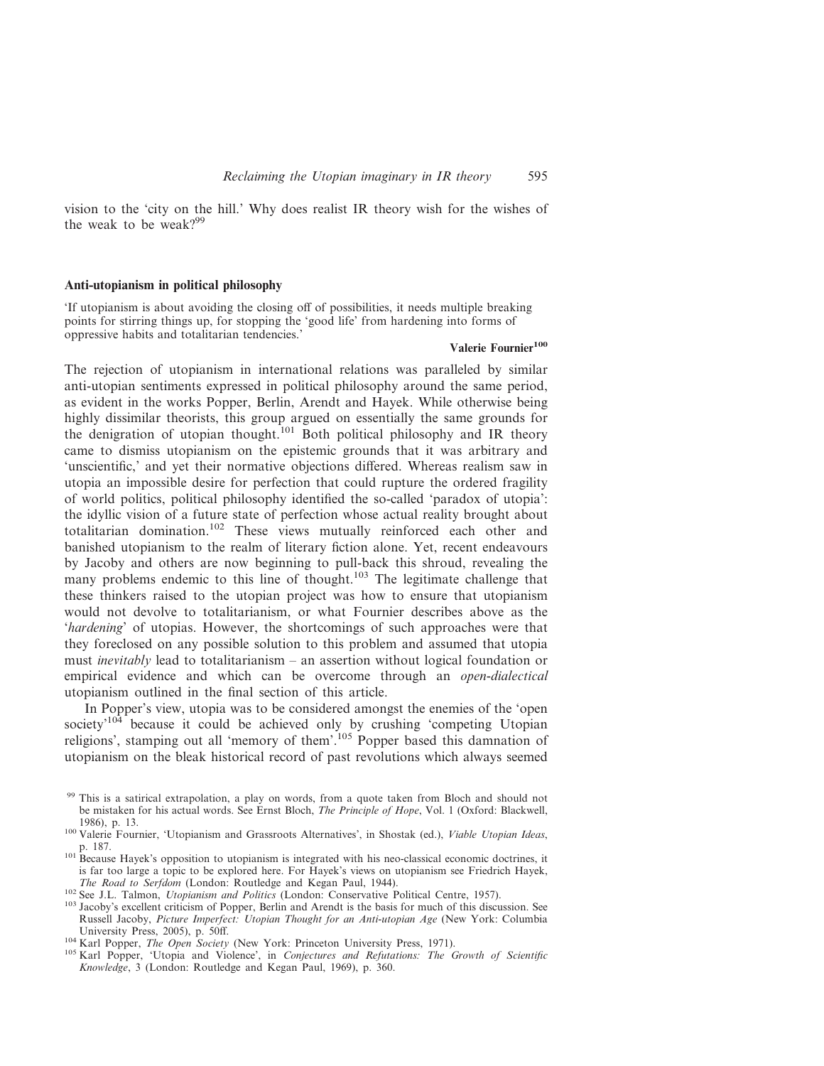vision to the 'city on the hill.' Why does realist IR theory wish for the wishes of the weak to be weak?[99]

## Anti-utopianism in political philosophy

'If utopianism is about avoiding the closing off of possibilities, it needs multiple breaking points for stirring things up, for stopping the 'good life' from hardening into forms of oppressive habits and totalitarian tendencies.'

**Valerie Fournier[100]**

The rejection of utopianism in international relations was paralleled by similar anti-utopian sentiments expressed in political philosophy around the same period, as evident in the works Popper, Berlin, Arendt and Hayek. While otherwise being highly dissimilar theorists, this group argued on essentially the same grounds for the denigration of utopian thought.[101] Both political philosophy and IR theory came to dismiss utopianism on the epistemic grounds that it was arbitrary and 'unscientific,' and yet their normative objections differed. Whereas realism saw in utopia an impossible desire for perfection that could rupture the ordered fragility of world politics, political philosophy identified the so-called 'paradox of utopia': the idyllic vision of a future state of perfection whose actual reality brought about totalitarian domination.[102] These views mutually reinforced each other and banished utopianism to the realm of literary fiction alone. Yet, recent endeavours by Jacoby and others are now beginning to pull-back this shroud, revealing the many problems endemic to this line of thought.[103] The legitimate challenge that these thinkers raised to the utopian project was how to ensure that utopianism would not devolve to totalitarianism, or what Fournier describes above as the '*hardening*' of utopias. However, the shortcomings of such approaches were that they foreclosed on any possible solution to this problem and assumed that utopia must *inevitably* lead to totalitarianism – an assertion without logical foundation or empirical evidence and which can be overcome through an *open-dialectical* utopianism outlined in the final section of this article.

In Popper's view, utopia was to be considered amongst the enemies of the 'open society'[104] because it could be achieved only by crushing 'competing Utopian religions', stamping out all 'memory of them'.[105] Popper based this damnation of utopianism on the bleak historical record of past revolutions which always seemed

---

[99] This is a satirical extrapolation, a play on words, from a quote taken from Bloch and should not be mistaken for his actual words. See Ernst Bloch, *The Principle of Hope*, Vol. 1 (Oxford: Blackwell, 1986), p. 13.

[100] Valerie Fournier, 'Utopianism and Grassroots Alternatives', in Shostak (ed.), *Viable Utopian Ideas*, p. 187.

[101] Because Hayek's opposition to utopianism is integrated with his neo-classical economic doctrines, it is far too large a topic to be explored here. For Hayek's views on utopianism see Friedrich Hayek, *The Road to Serfdom* (London: Routledge and Kegan Paul, 1944).

[102] See J.L. Talmon, *Utopianism and Politics* (London: Conservative Political Centre, 1957).

[103] Jacoby's excellent criticism of Popper, Berlin and Arendt is the basis for much of this discussion. See Russell Jacoby, *Picture Imperfect: Utopian Thought for an Anti-utopian Age* (New York: Columbia University Press, 2005), p. 50ff.

[104] Karl Popper, *The Open Society* (New York: Princeton University Press, 1971).

[105] Karl Popper, 'Utopia and Violence', in *Conjectures and Refutations: The Growth of Scientific Knowledge*, 3 (London: Routledge and Kegan Paul, 1969), p. 360.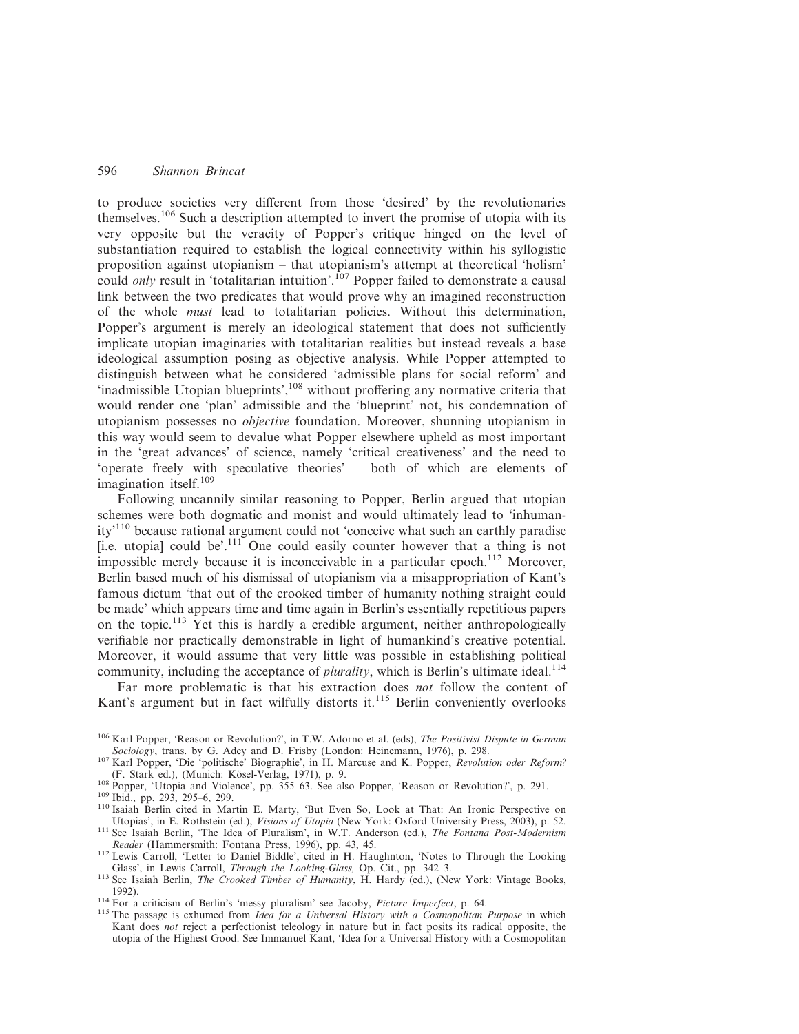to produce societies very different from those 'desired' by the revolutionaries themselves.[106] Such a description attempted to invert the promise of utopia with its very opposite but the veracity of Popper's critique hinged on the level of substantiation required to establish the logical connectivity within his syllogistic proposition against utopianism – that utopianism's attempt at theoretical 'holism' could *only* result in 'totalitarian intuition'.[107] Popper failed to demonstrate a causal link between the two predicates that would prove why an imagined reconstruction of the whole *must* lead to totalitarian policies. Without this determination, Popper's argument is merely an ideological statement that does not sufficiently implicate utopian imaginaries with totalitarian realities but instead reveals a base ideological assumption posing as objective analysis. While Popper attempted to distinguish between what he considered 'admissible plans for social reform' and 'inadmissible Utopian blueprints',[108] without proffering any normative criteria that would render one 'plan' admissible and the 'blueprint' not, his condemnation of utopianism possesses no *objective* foundation. Moreover, shunning utopianism in this way would seem to devalue what Popper elsewhere upheld as most important in the 'great advances' of science, namely 'critical creativeness' and the need to 'operate freely with speculative theories' – both of which are elements of imagination itself.[109]

Following uncannily similar reasoning to Popper, Berlin argued that utopian schemes were both dogmatic and monist and would ultimately lead to 'inhumanity'[110] because rational argument could not 'conceive what such an earthly paradise [i.e. utopia] could be'.[111] One could easily counter however that a thing is not impossible merely because it is inconceivable in a particular epoch.[112] Moreover, Berlin based much of his dismissal of utopianism via a misappropriation of Kant's famous dictum 'that out of the crooked timber of humanity nothing straight could be made' which appears time and time again in Berlin's essentially repetitious papers on the topic.[113] Yet this is hardly a credible argument, neither anthropologically verifiable nor practically demonstrable in light of humankind's creative potential. Moreover, it would assume that very little was possible in establishing political community, including the acceptance of *plurality*, which is Berlin's ultimate ideal.[114]

Far more problematic is that his extraction does *not* follow the content of Kant's argument but in fact wilfully distorts it.[115] Berlin conveniently overlooks

---

[106] Karl Popper, 'Reason or Revolution?', in T.W. Adorno et al. (eds), *The Positivist Dispute in German Sociology*, trans. by G. Adey and D. Frisby (London: Heinemann, 1976), p. 298.

[107] Karl Popper, 'Die 'politische' Biographie', in H. Marcuse and K. Popper, *Revolution oder Reform?* (F. Stark ed.), (Munich: Kösel-Verlag, 1971), p. 9.

[108] Popper, 'Utopia and Violence', pp. 355–63. See also Popper, 'Reason or Revolution?', p. 291.

[109] Ibid., pp. 293, 295–6, 299.

[110] Isaiah Berlin cited in Martin E. Marty, 'But Even So, Look at That: An Ironic Perspective on Utopias', in E. Rothstein (ed.), *Visions of Utopia* (New York: Oxford University Press, 2003), p. 52.

[111] See Isaiah Berlin, 'The Idea of Pluralism', in W.T. Anderson (ed.), *The Fontana Post-Modernism Reader* (Hammersmith: Fontana Press, 1996), pp. 43, 45.

[112] Lewis Carroll, 'Letter to Daniel Biddle', cited in H. Haughnton, 'Notes to Through the Looking Glass', in Lewis Carroll, *Through the Looking-Glass,* Op. Cit., pp. 342–3.

[113] See Isaiah Berlin, *The Crooked Timber of Humanity*, H. Hardy (ed.), (New York: Vintage Books, 1992).

[114] For a criticism of Berlin's 'messy pluralism' see Jacoby, *Picture Imperfect*, p. 64.

[115] The passage is exhumed from *Idea for a Universal History with a Cosmopolitan Purpose* in which Kant does *not* reject a perfectionist teleology in nature but in fact posits its radical opposite, the utopia of the Highest Good. See Immanuel Kant, 'Idea for a Universal History with a Cosmopolitan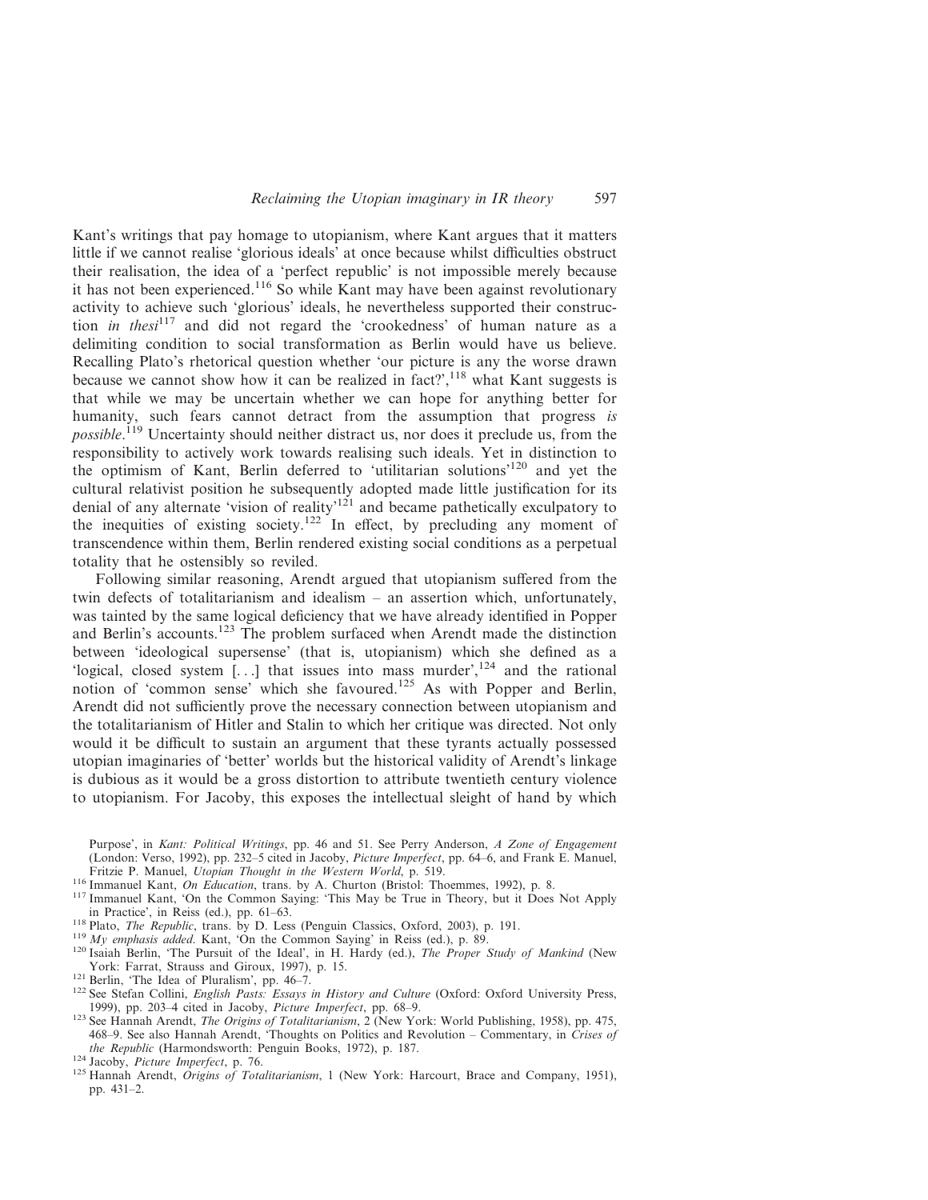Kant's writings that pay homage to utopianism, where Kant argues that it matters little if we cannot realise 'glorious ideals' at once because whilst difficulties obstruct their realisation, the idea of a 'perfect republic' is not impossible merely because it has not been experienced.[116] So while Kant may have been against revolutionary activity to achieve such 'glorious' ideals, he nevertheless supported their construction *in thesi*[117] and did not regard the 'crookedness' of human nature as a delimiting condition to social transformation as Berlin would have us believe. Recalling Plato's rhetorical question whether 'our picture is any the worse drawn because we cannot show how it can be realized in fact?',[118] what Kant suggests is that while we may be uncertain whether we can hope for anything better for humanity, such fears cannot detract from the assumption that progress *is possible*.[119] Uncertainty should neither distract us, nor does it preclude us, from the responsibility to actively work towards realising such ideals. Yet in distinction to the optimism of Kant, Berlin deferred to 'utilitarian solutions'[120] and yet the cultural relativist position he subsequently adopted made little justification for its denial of any alternate 'vision of reality'[121] and became pathetically exculpatory to the inequities of existing society.[122] In effect, by precluding any moment of transcendence within them, Berlin rendered existing social conditions as a perpetual totality that he ostensibly so reviled.

Following similar reasoning, Arendt argued that utopianism suffered from the twin defects of totalitarianism and idealism – an assertion which, unfortunately, was tainted by the same logical deficiency that we have already identified in Popper and Berlin's accounts.[123] The problem surfaced when Arendt made the distinction between 'ideological supersense' (that is, utopianism) which she defined as a 'logical, closed system [...] that issues into mass murder',[124] and the rational notion of 'common sense' which she favoured.[125] As with Popper and Berlin, Arendt did not sufficiently prove the necessary connection between utopianism and the totalitarianism of Hitler and Stalin to which her critique was directed. Not only would it be difficult to sustain an argument that these tyrants actually possessed utopian imaginaries of 'better' worlds but the historical validity of Arendt's linkage is dubious as it would be a gross distortion to attribute twentieth century violence to utopianism. For Jacoby, this exposes the intellectual sleight of hand by which

Purpose', in *Kant: Political Writings*, pp. 46 and 51. See Perry Anderson, *A Zone of Engagement* (London: Verso, 1992), pp. 232–5 cited in Jacoby, *Picture Imperfect*, pp. 64–6, and Frank E. Manuel, Fritzie P. Manuel, *Utopian Thought in the Western World*, p. 519.

[116] Immanuel Kant, *On Education*, trans. by A. Churton (Bristol: Thoemmes, 1992), p. 8.

[117] Immanuel Kant, 'On the Common Saying: 'This May be True in Theory, but it Does Not Apply in Practice', in Reiss (ed.), pp. 61–63.

[118] Plato, *The Republic*, trans. by D. Less (Penguin Classics, Oxford, 2003), p. 191.

[119] *My emphasis added*. Kant, 'On the Common Saying' in Reiss (ed.), p. 89.

[120] Isaiah Berlin, 'The Pursuit of the Ideal', in H. Hardy (ed.), *The Proper Study of Mankind* (New York: Farrat, Strauss and Giroux, 1997), p. 15.

[121] Berlin, 'The Idea of Pluralism', pp. 46–7.

[122] See Stefan Collini, *English Pasts: Essays in History and Culture* (Oxford: Oxford University Press, 1999), pp. 203–4 cited in Jacoby, *Picture Imperfect*, pp. 68–9.

[123] See Hannah Arendt, *The Origins of Totalitarianism*, 2 (New York: World Publishing, 1958), pp. 475, 468–9. See also Hannah Arendt, 'Thoughts on Politics and Revolution – Commentary, in *Crises of the Republic* (Harmondsworth: Penguin Books, 1972), p. 187.

[124] Jacoby, *Picture Imperfect*, p. 76.

[125] Hannah Arendt, *Origins of Totalitarianism*, 1 (New York: Harcourt, Brace and Company, 1951), pp. 431–2.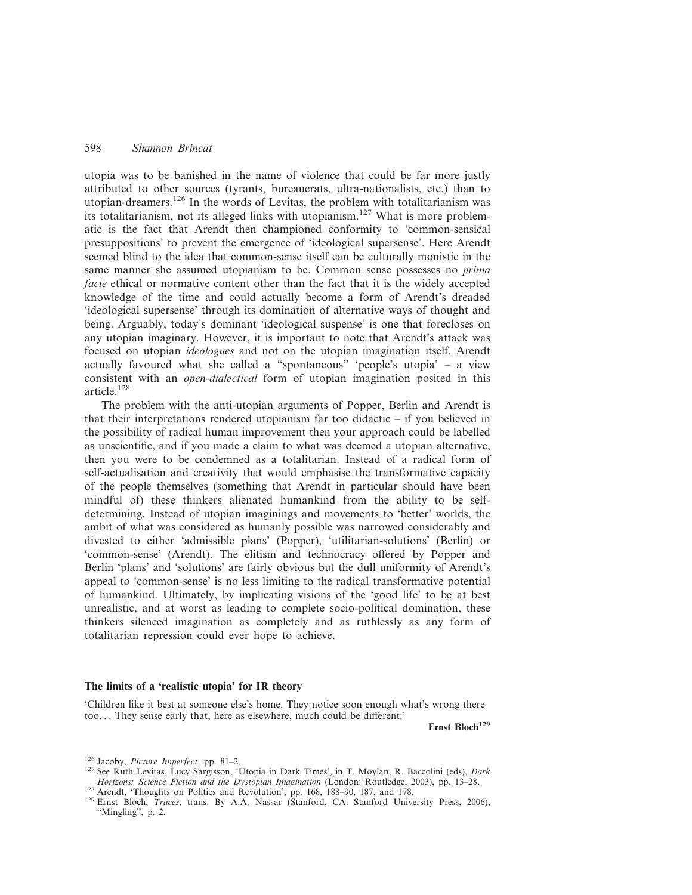utopia was to be banished in the name of violence that could be far more justly attributed to other sources (tyrants, bureaucrats, ultra-nationalists, etc.) than to utopian-dreamers.[126] In the words of Levitas, the problem with totalitarianism was its totalitarianism, not its alleged links with utopianism.[127] What is more problematic is the fact that Arendt then championed conformity to 'common-sensical presuppositions' to prevent the emergence of 'ideological supersense'. Here Arendt seemed blind to the idea that common-sense itself can be culturally monistic in the same manner she assumed utopianism to be. Common sense possesses no *prima facie* ethical or normative content other than the fact that it is the widely accepted knowledge of the time and could actually become a form of Arendt's dreaded 'ideological supersense' through its domination of alternative ways of thought and being. Arguably, today's dominant 'ideological suspense' is one that forecloses on any utopian imaginary. However, it is important to note that Arendt's attack was focused on utopian *ideologues* and not on the utopian imagination itself. Arendt actually favoured what she called a "spontaneous" 'people's utopia' – a view consistent with an *open-dialectical* form of utopian imagination posited in this article.[128]

The problem with the anti-utopian arguments of Popper, Berlin and Arendt is that their interpretations rendered utopianism far too didactic – if you believed in the possibility of radical human improvement then your approach could be labelled as unscientific, and if you made a claim to what was deemed a utopian alternative, then you were to be condemned as a totalitarian. Instead of a radical form of self-actualisation and creativity that would emphasise the transformative capacity of the people themselves (something that Arendt in particular should have been mindful of) these thinkers alienated humankind from the ability to be self-determining. Instead of utopian imaginings and movements to 'better' worlds, the ambit of what was considered as humanly possible was narrowed considerably and divested to either 'admissible plans' (Popper), 'utilitarian-solutions' (Berlin) or 'common-sense' (Arendt). The elitism and technocracy offered by Popper and Berlin 'plans' and 'solutions' are fairly obvious but the dull uniformity of Arendt's appeal to 'common-sense' is no less limiting to the radical transformative potential of humankind. Ultimately, by implicating visions of the 'good life' to be at best unrealistic, and at worst as leading to complete socio-political domination, these thinkers silenced imagination as completely and as ruthlessly as any form of totalitarian repression could ever hope to achieve.

## The limits of a 'realistic utopia' for IR theory

'Children like it best at someone else's home. They notice soon enough what's wrong there too... They sense early that, here as elsewhere, much could be different.'

**Ernst Bloch[129]**

[126] Jacoby, *Picture Imperfect*, pp. 81–2.

[127] See Ruth Levitas, Lucy Sargisson, 'Utopia in Dark Times', in T. Moylan, R. Baccolini (eds), *Dark Horizons: Science Fiction and the Dystopian Imagination* (London: Routledge, 2003), pp. 13–28.

[128] Arendt, 'Thoughts on Politics and Revolution', pp. 168, 188–90, 187, and 178.

[129] Ernst Bloch, *Traces*, trans. By A.A. Nassar (Stanford, CA: Stanford University Press, 2006), "Mingling", p. 2.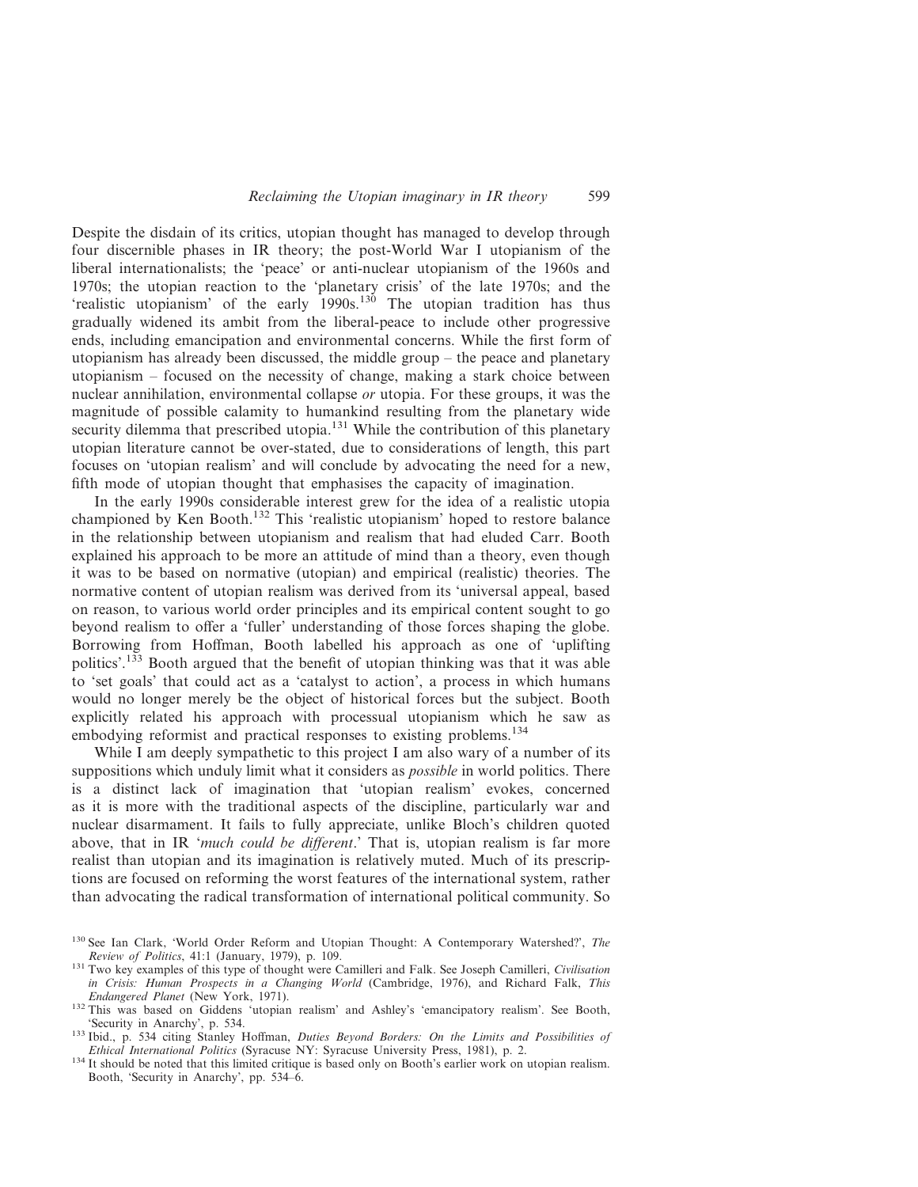Despite the disdain of its critics, utopian thought has managed to develop through four discernible phases in IR theory; the post-World War I utopianism of the liberal internationalists; the 'peace' or anti-nuclear utopianism of the 1960s and 1970s; the utopian reaction to the 'planetary crisis' of the late 1970s; and the 'realistic utopianism' of the early 1990s.[130] The utopian tradition has thus gradually widened its ambit from the liberal-peace to include other progressive ends, including emancipation and environmental concerns. While the first form of utopianism has already been discussed, the middle group – the peace and planetary utopianism – focused on the necessity of change, making a stark choice between nuclear annihilation, environmental collapse *or* utopia. For these groups, it was the magnitude of possible calamity to humankind resulting from the planetary wide security dilemma that prescribed utopia.[131] While the contribution of this planetary utopian literature cannot be over-stated, due to considerations of length, this part focuses on 'utopian realism' and will conclude by advocating the need for a new, fifth mode of utopian thought that emphasises the capacity of imagination.

In the early 1990s considerable interest grew for the idea of a realistic utopia championed by Ken Booth.[132] This 'realistic utopianism' hoped to restore balance in the relationship between utopianism and realism that had eluded Carr. Booth explained his approach to be more an attitude of mind than a theory, even though it was to be based on normative (utopian) and empirical (realistic) theories. The normative content of utopian realism was derived from its 'universal appeal, based on reason, to various world order principles and its empirical content sought to go beyond realism to offer a 'fuller' understanding of those forces shaping the globe. Borrowing from Hoffman, Booth labelled his approach as one of 'uplifting politics'.[133] Booth argued that the benefit of utopian thinking was that it was able to 'set goals' that could act as a 'catalyst to action', a process in which humans would no longer merely be the object of historical forces but the subject. Booth explicitly related his approach with processual utopianism which he saw as embodying reformist and practical responses to existing problems.[134]

While I am deeply sympathetic to this project I am also wary of a number of its suppositions which unduly limit what it considers as *possible* in world politics. There is a distinct lack of imagination that 'utopian realism' evokes, concerned as it is more with the traditional aspects of the discipline, particularly war and nuclear disarmament. It fails to fully appreciate, unlike Bloch's children quoted above, that in IR '*much could be different*.' That is, utopian realism is far more realist than utopian and its imagination is relatively muted. Much of its prescriptions are focused on reforming the worst features of the international system, rather than advocating the radical transformation of international political community. So

[130] See Ian Clark, 'World Order Reform and Utopian Thought: A Contemporary Watershed?', *The Review of Politics*, 41:1 (January, 1979), p. 109.

[131] Two key examples of this type of thought were Camilleri and Falk. See Joseph Camilleri, *Civilisation in Crisis: Human Prospects in a Changing World* (Cambridge, 1976), and Richard Falk, *This Endangered Planet* (New York, 1971).

[132] This was based on Giddens 'utopian realism' and Ashley's 'emancipatory realism'. See Booth, 'Security in Anarchy', p. 534.

[133] Ibid., p. 534 citing Stanley Hoffman, *Duties Beyond Borders: On the Limits and Possibilities of Ethical International Politics* (Syracuse NY: Syracuse University Press, 1981), p. 2.

[134] It should be noted that this limited critique is based only on Booth's earlier work on utopian realism. Booth, 'Security in Anarchy', pp. 534–6.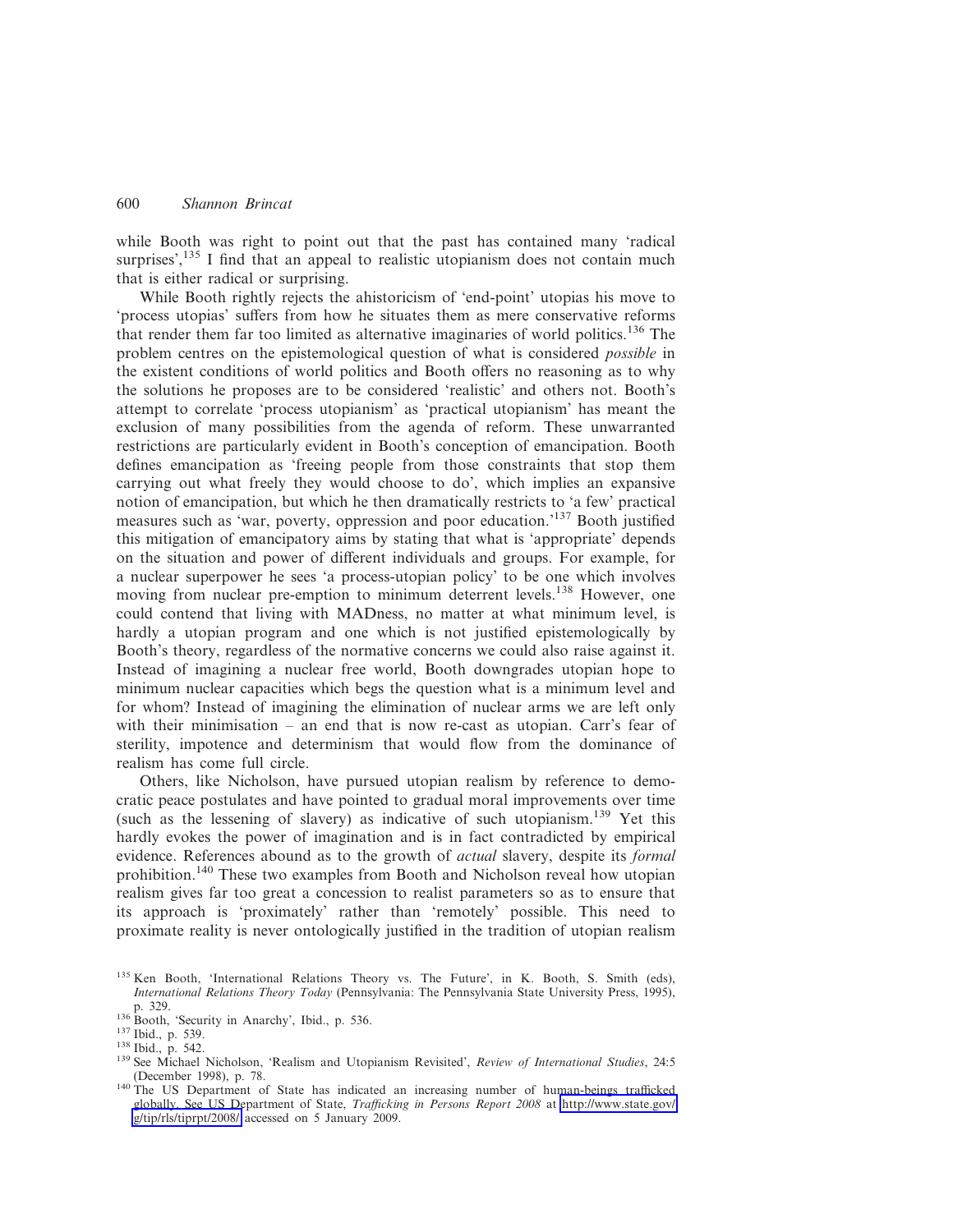while Booth was right to point out that the past has contained many 'radical surprises',[135] I find that an appeal to realistic utopianism does not contain much that is either radical or surprising.

While Booth rightly rejects the ahistoricism of 'end-point' utopias his move to 'process utopias' suffers from how he situates them as mere conservative reforms that render them far too limited as alternative imaginaries of world politics.[136] The problem centres on the epistemological question of what is considered *possible* in the existent conditions of world politics and Booth offers no reasoning as to why the solutions he proposes are to be considered 'realistic' and others not. Booth's attempt to correlate 'process utopianism' as 'practical utopianism' has meant the exclusion of many possibilities from the agenda of reform. These unwarranted restrictions are particularly evident in Booth's conception of emancipation. Booth defines emancipation as 'freeing people from those constraints that stop them carrying out what freely they would choose to do', which implies an expansive notion of emancipation, but which he then dramatically restricts to 'a few' practical measures such as 'war, poverty, oppression and poor education.'[137] Booth justified this mitigation of emancipatory aims by stating that what is 'appropriate' depends on the situation and power of different individuals and groups. For example, for a nuclear superpower he sees 'a process-utopian policy' to be one which involves moving from nuclear pre-emption to minimum deterrent levels.[138] However, one could contend that living with MADness, no matter at what minimum level, is hardly a utopian program and one which is not justified epistemologically by Booth's theory, regardless of the normative concerns we could also raise against it. Instead of imagining a nuclear free world, Booth downgrades utopian hope to minimum nuclear capacities which begs the question what is a minimum level and for whom? Instead of imagining the elimination of nuclear arms we are left only with their minimisation – an end that is now re-cast as utopian. Carr's fear of sterility, impotence and determinism that would flow from the dominance of realism has come full circle.

Others, like Nicholson, have pursued utopian realism by reference to democratic peace postulates and have pointed to gradual moral improvements over time (such as the lessening of slavery) as indicative of such utopianism.[139] Yet this hardly evokes the power of imagination and is in fact contradicted by empirical evidence. References abound as to the growth of *actual* slavery, despite its *formal* prohibition.[140] These two examples from Booth and Nicholson reveal how utopian realism gives far too great a concession to realist parameters so as to ensure that its approach is 'proximately' rather than 'remotely' possible. This need to proximate reality is never ontologically justified in the tradition of utopian realism

[135] Ken Booth, 'International Relations Theory vs. The Future', in K. Booth, S. Smith (eds), *International Relations Theory Today* (Pennsylvania: The Pennsylvania State University Press, 1995), p. 329.

[136] Booth, 'Security in Anarchy', Ibid., p. 536.

[137] Ibid., p. 539.

[138] Ibid., p. 542.

[139] See Michael Nicholson, 'Realism and Utopianism Revisited', *Review of International Studies*, 24:5 (December 1998), p. 78.

[140] The US Department of State has indicated an increasing number of human-beings trafficked globally. See US Department of State, *Trafficking in Persons Report 2008* at http://www.state.gov/g/tip/rls/tiprpt/2008/ accessed on 5 January 2009.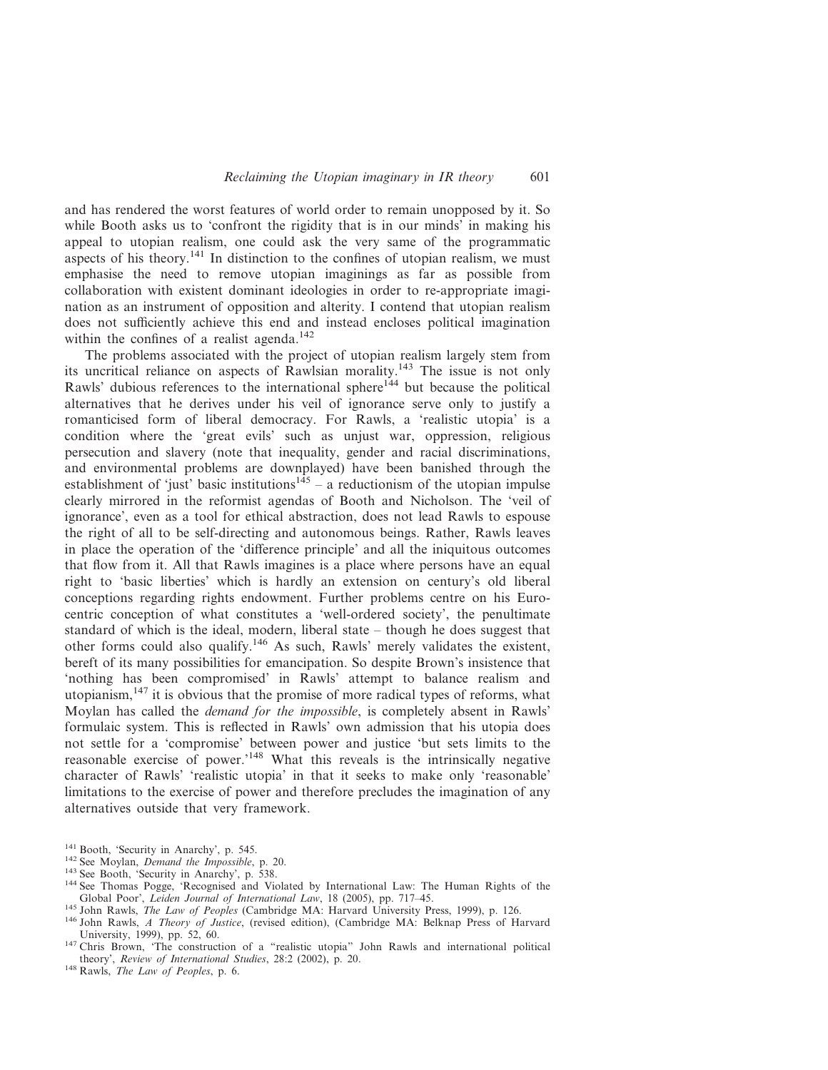and has rendered the worst features of world order to remain unopposed by it. So while Booth asks us to 'confront the rigidity that is in our minds' in making his appeal to utopian realism, one could ask the very same of the programmatic aspects of his theory.[141] In distinction to the confines of utopian realism, we must emphasise the need to remove utopian imaginings as far as possible from collaboration with existent dominant ideologies in order to re-appropriate imagination as an instrument of opposition and alterity. I contend that utopian realism does not sufficiently achieve this end and instead encloses political imagination within the confines of a realist agenda.[142]

The problems associated with the project of utopian realism largely stem from its uncritical reliance on aspects of Rawlsian morality.[143] The issue is not only Rawls' dubious references to the international sphere[144] but because the political alternatives that he derives under his veil of ignorance serve only to justify a romanticised form of liberal democracy. For Rawls, a 'realistic utopia' is a condition where the 'great evils' such as unjust war, oppression, religious persecution and slavery (note that inequality, gender and racial discriminations, and environmental problems are downplayed) have been banished through the establishment of 'just' basic institutions[145] – a reductionism of the utopian impulse clearly mirrored in the reformist agendas of Booth and Nicholson. The 'veil of ignorance', even as a tool for ethical abstraction, does not lead Rawls to espouse the right of all to be self-directing and autonomous beings. Rather, Rawls leaves in place the operation of the 'difference principle' and all the iniquitous outcomes that flow from it. All that Rawls imagines is a place where persons have an equal right to 'basic liberties' which is hardly an extension on century's old liberal conceptions regarding rights endowment. Further problems centre on his Eurocentric conception of what constitutes a 'well-ordered society', the penultimate standard of which is the ideal, modern, liberal state – though he does suggest that other forms could also qualify.[146] As such, Rawls' merely validates the existent, bereft of its many possibilities for emancipation. So despite Brown's insistence that 'nothing has been compromised' in Rawls' attempt to balance realism and utopianism,[147] it is obvious that the promise of more radical types of reforms, what Moylan has called the *demand for the impossible*, is completely absent in Rawls' formulaic system. This is reflected in Rawls' own admission that his utopia does not settle for a 'compromise' between power and justice 'but sets limits to the reasonable exercise of power.'[148] What this reveals is the intrinsically negative character of Rawls' 'realistic utopia' in that it seeks to make only 'reasonable' limitations to the exercise of power and therefore precludes the imagination of any alternatives outside that very framework.

---

[141] Booth, 'Security in Anarchy', p. 545.

[142] See Moylan, *Demand the Impossible*, p. 20.

[143] See Booth, 'Security in Anarchy', p. 538.

[144] See Thomas Pogge, 'Recognised and Violated by International Law: The Human Rights of the Global Poor', *Leiden Journal of International Law*, 18 (2005), pp. 717–45.

[145] John Rawls, *The Law of Peoples* (Cambridge MA: Harvard University Press, 1999), p. 126.

[146] John Rawls, *A Theory of Justice*, (revised edition), (Cambridge MA: Belknap Press of Harvard University, 1999), pp. 52, 60.

[147] Chris Brown, 'The construction of a "realistic utopia" John Rawls and international political theory', *Review of International Studies*, 28:2 (2002), p. 20.

[148] Rawls, *The Law of Peoples*, p. 6.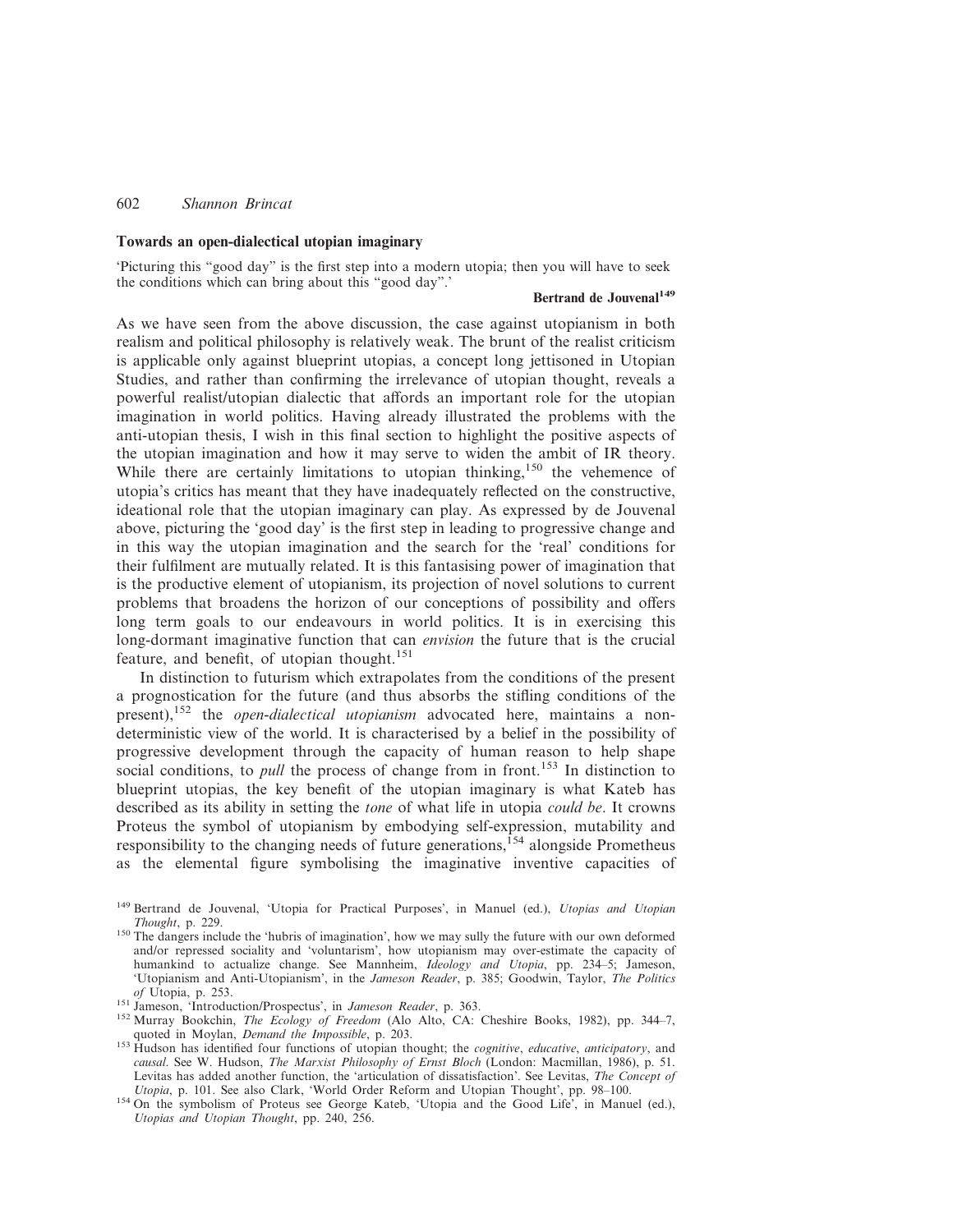### Towards an open-dialectical utopian imaginary

'Picturing this "good day" is the first step into a modern utopia; then you will have to seek the conditions which can bring about this "good day".'

**Bertrand de Jouvenal**[149]

As we have seen from the above discussion, the case against utopianism in both realism and political philosophy is relatively weak. The brunt of the realist criticism is applicable only against blueprint utopias, a concept long jettisoned in Utopian Studies, and rather than confirming the irrelevance of utopian thought, reveals a powerful realist/utopian dialectic that affords an important role for the utopian imagination in world politics. Having already illustrated the problems with the anti-utopian thesis, I wish in this final section to highlight the positive aspects of the utopian imagination and how it may serve to widen the ambit of IR theory. While there are certainly limitations to utopian thinking,[150] the vehemence of utopia's critics has meant that they have inadequately reflected on the constructive, ideational role that the utopian imaginary can play. As expressed by de Jouvenal above, picturing the 'good day' is the first step in leading to progressive change and in this way the utopian imagination and the search for the 'real' conditions for their fulfilment are mutually related. It is this fantasising power of imagination that is the productive element of utopianism, its projection of novel solutions to current problems that broadens the horizon of our conceptions of possibility and offers long term goals to our endeavours in world politics. It is in exercising this long-dormant imaginative function that can *envision* the future that is the crucial feature, and benefit, of utopian thought.[151]

In distinction to futurism which extrapolates from the conditions of the present a prognostication for the future (and thus absorbs the stifling conditions of the present),[152] the *open-dialectical utopianism* advocated here, maintains a non-deterministic view of the world. It is characterised by a belief in the possibility of progressive development through the capacity of human reason to help shape social conditions, to *pull* the process of change from in front.[153] In distinction to blueprint utopias, the key benefit of the utopian imaginary is what Kateb has described as its ability in setting the *tone* of what life in utopia *could be*. It crowns Proteus the symbol of utopianism by embodying self-expression, mutability and responsibility to the changing needs of future generations,[154] alongside Prometheus as the elemental figure symbolising the imaginative inventive capacities of

[149] Bertrand de Jouvenal, 'Utopia for Practical Purposes', in Manuel (ed.), *Utopias and Utopian Thought*, p. 229.

[150] The dangers include the 'hubris of imagination', how we may sully the future with our own deformed and/or repressed sociality and 'voluntarism', how utopianism may over-estimate the capacity of humankind to actualize change. See Mannheim, *Ideology and Utopia*, pp. 234–5; Jameson, 'Utopianism and Anti-Utopianism', in the *Jameson Reader*, p. 385; Goodwin, Taylor, *The Politics of Utopia*, p. 253.

[151] Jameson, 'Introduction/Prospectus', in *Jameson Reader*, p. 363.

[152] Murray Bookchin, *The Ecology of Freedom* (Alo Alto, CA: Cheshire Books, 1982), pp. 344–7, quoted in Moylan, *Demand the Impossible*, p. 203.

[153] Hudson has identified four functions of utopian thought; the *cognitive*, *educative*, *anticipatory*, and *causal*. See W. Hudson, *The Marxist Philosophy of Ernst Bloch* (London: Macmillan, 1986), p. 51. Levitas has added another function, the 'articulation of dissatisfaction'. See Levitas, *The Concept of Utopia*, p. 101. See also Clark, 'World Order Reform and Utopian Thought', pp. 98–100.

[154] On the symbolism of Proteus see George Kateb, 'Utopia and the Good Life', in Manuel (ed.), *Utopias and Utopian Thought*, pp. 240, 256.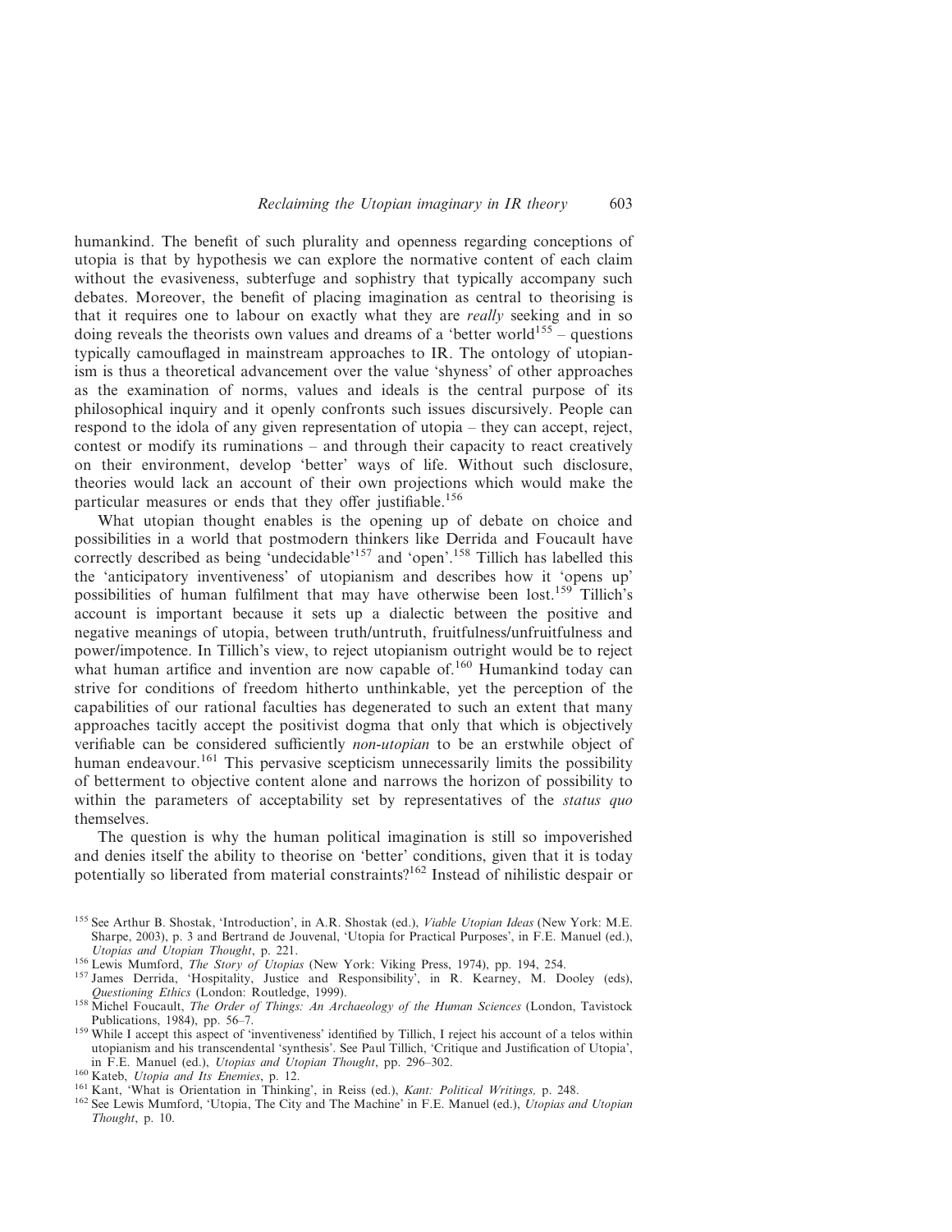humankind. The benefit of such plurality and openness regarding conceptions of utopia is that by hypothesis we can explore the normative content of each claim without the evasiveness, subterfuge and sophistry that typically accompany such debates. Moreover, the benefit of placing imagination as central to theorising is that it requires one to labour on exactly what they are *really* seeking and in so doing reveals the theorists own values and dreams of a 'better world[155] – questions typically camouflaged in mainstream approaches to IR. The ontology of utopianism is thus a theoretical advancement over the value 'shyness' of other approaches as the examination of norms, values and ideals is the central purpose of its philosophical inquiry and it openly confronts such issues discursively. People can respond to the idola of any given representation of utopia – they can accept, reject, contest or modify its ruminations – and through their capacity to react creatively on their environment, develop 'better' ways of life. Without such disclosure, theories would lack an account of their own projections which would make the particular measures or ends that they offer justifiable.[156]

What utopian thought enables is the opening up of debate on choice and possibilities in a world that postmodern thinkers like Derrida and Foucault have correctly described as being 'undecidable'[157] and 'open'.[158] Tillich has labelled this the 'anticipatory inventiveness' of utopianism and describes how it 'opens up' possibilities of human fulfilment that may have otherwise been lost.[159] Tillich's account is important because it sets up a dialectic between the positive and negative meanings of utopia, between truth/untruth, fruitfulness/unfruitfulness and power/impotence. In Tillich's view, to reject utopianism outright would be to reject what human artifice and invention are now capable of.[160] Humankind today can strive for conditions of freedom hitherto unthinkable, yet the perception of the capabilities of our rational faculties has degenerated to such an extent that many approaches tacitly accept the positivist dogma that only that which is objectively verifiable can be considered sufficiently *non-utopian* to be an erstwhile object of human endeavour.[161] This pervasive scepticism unnecessarily limits the possibility of betterment to objective content alone and narrows the horizon of possibility to within the parameters of acceptability set by representatives of the *status quo* themselves.

The question is why the human political imagination is still so impoverished and denies itself the ability to theorise on 'better' conditions, given that it is today potentially so liberated from material constraints?[162] Instead of nihilistic despair or

---

[155] See Arthur B. Shostak, 'Introduction', in A.R. Shostak (ed.), *Viable Utopian Ideas* (New York: M.E. Sharpe, 2003), p. 3 and Bertrand de Jouvenal, 'Utopia for Practical Purposes', in F.E. Manuel (ed.), *Utopias and Utopian Thought*, p. 221.

[156] Lewis Mumford, *The Story of Utopias* (New York: Viking Press, 1974), pp. 194, 254.

[157] James Derrida, 'Hospitality, Justice and Responsibility', in R. Kearney, M. Dooley (eds), *Questioning Ethics* (London: Routledge, 1999).

[158] Michel Foucault, *The Order of Things: An Archaeology of the Human Sciences* (London, Tavistock Publications, 1984), pp. 56–7.

[159] While I accept this aspect of 'inventiveness' identified by Tillich, I reject his account of a telos within utopianism and his transcendental 'synthesis'. See Paul Tillich, 'Critique and Justification of Utopia', in F.E. Manuel (ed.), *Utopias and Utopian Thought*, pp. 296–302.

[160] Kateb, *Utopia and Its Enemies*, p. 12.

[161] Kant, 'What is Orientation in Thinking', in Reiss (ed.), *Kant: Political Writings,* p. 248.

[162] See Lewis Mumford, 'Utopia, The City and The Machine' in F.E. Manuel (ed.), *Utopias and Utopian Thought*, p. 10.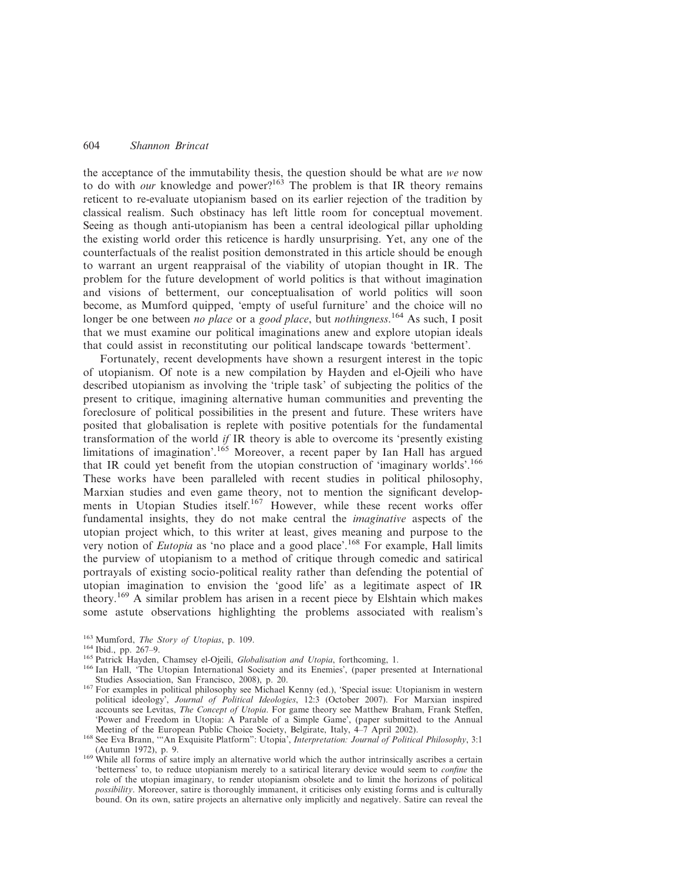the acceptance of the immutability thesis, the question should be what are *we* now to do with *our* knowledge and power?[163] The problem is that IR theory remains reticent to re-evaluate utopianism based on its earlier rejection of the tradition by classical realism. Such obstinacy has left little room for conceptual movement. Seeing as though anti-utopianism has been a central ideological pillar upholding the existing world order this reticence is hardly unsurprising. Yet, any one of the counterfactuals of the realist position demonstrated in this article should be enough to warrant an urgent reappraisal of the viability of utopian thought in IR. The problem for the future development of world politics is that without imagination and visions of betterment, our conceptualisation of world politics will soon become, as Mumford quipped, 'empty of useful furniture' and the choice will no longer be one between *no place* or a *good place*, but *nothingness*.[164] As such, I posit that we must examine our political imaginations anew and explore utopian ideals that could assist in reconstituting our political landscape towards 'betterment'.

Fortunately, recent developments have shown a resurgent interest in the topic of utopianism. Of note is a new compilation by Hayden and el-Ojeili who have described utopianism as involving the 'triple task' of subjecting the politics of the present to critique, imagining alternative human communities and preventing the foreclosure of political possibilities in the present and future. These writers have posited that globalisation is replete with positive potentials for the fundamental transformation of the world *if* IR theory is able to overcome its 'presently existing limitations of imagination'.[165] Moreover, a recent paper by Ian Hall has argued that IR could yet benefit from the utopian construction of 'imaginary worlds'.[166] These works have been paralleled with recent studies in political philosophy, Marxian studies and even game theory, not to mention the significant developments in Utopian Studies itself.[167] However, while these recent works offer fundamental insights, they do not make central the *imaginative* aspects of the utopian project which, to this writer at least, gives meaning and purpose to the very notion of *Eutopia* as 'no place and a good place'.[168] For example, Hall limits the purview of utopianism to a method of critique through comedic and satirical portrayals of existing socio-political reality rather than defending the potential of utopian imagination to envision the 'good life' as a legitimate aspect of IR theory.[169] A similar problem has arisen in a recent piece by Elshtain which makes some astute observations highlighting the problems associated with realism's

---

[163] Mumford, *The Story of Utopias*, p. 109.

[164] Ibid., pp. 267–9.

[165] Patrick Hayden, Chamsey el-Ojeili, *Globalisation and Utopia*, forthcoming, 1.

[166] Ian Hall, 'The Utopian International Society and its Enemies', (paper presented at International Studies Association, San Francisco, 2008), p. 20.

[167] For examples in political philosophy see Michael Kenny (ed.), 'Special issue: Utopianism in western political ideology', *Journal of Political Ideologies*, 12:3 (October 2007). For Marxian inspired accounts see Levitas, *The Concept of Utopia*. For game theory see Matthew Braham, Frank Steffen, 'Power and Freedom in Utopia: A Parable of a Simple Game', (paper submitted to the Annual Meeting of the European Public Choice Society, Belgirate, Italy, 4–7 April 2002).

[168] See Eva Brann, '"An Exquisite Platform": Utopia', *Interpretation: Journal of Political Philosophy*, 3:1 (Autumn 1972), p. 9.

[169] While all forms of satire imply an alternative world which the author intrinsically ascribes a certain 'betterness' to, to reduce utopianism merely to a satirical literary device would seem to *confine* the role of the utopian imaginary, to render utopianism obsolete and to limit the horizons of political *possibility*. Moreover, satire is thoroughly immanent, it criticises only existing forms and is culturally bound. On its own, satire projects an alternative only implicitly and negatively. Satire can reveal the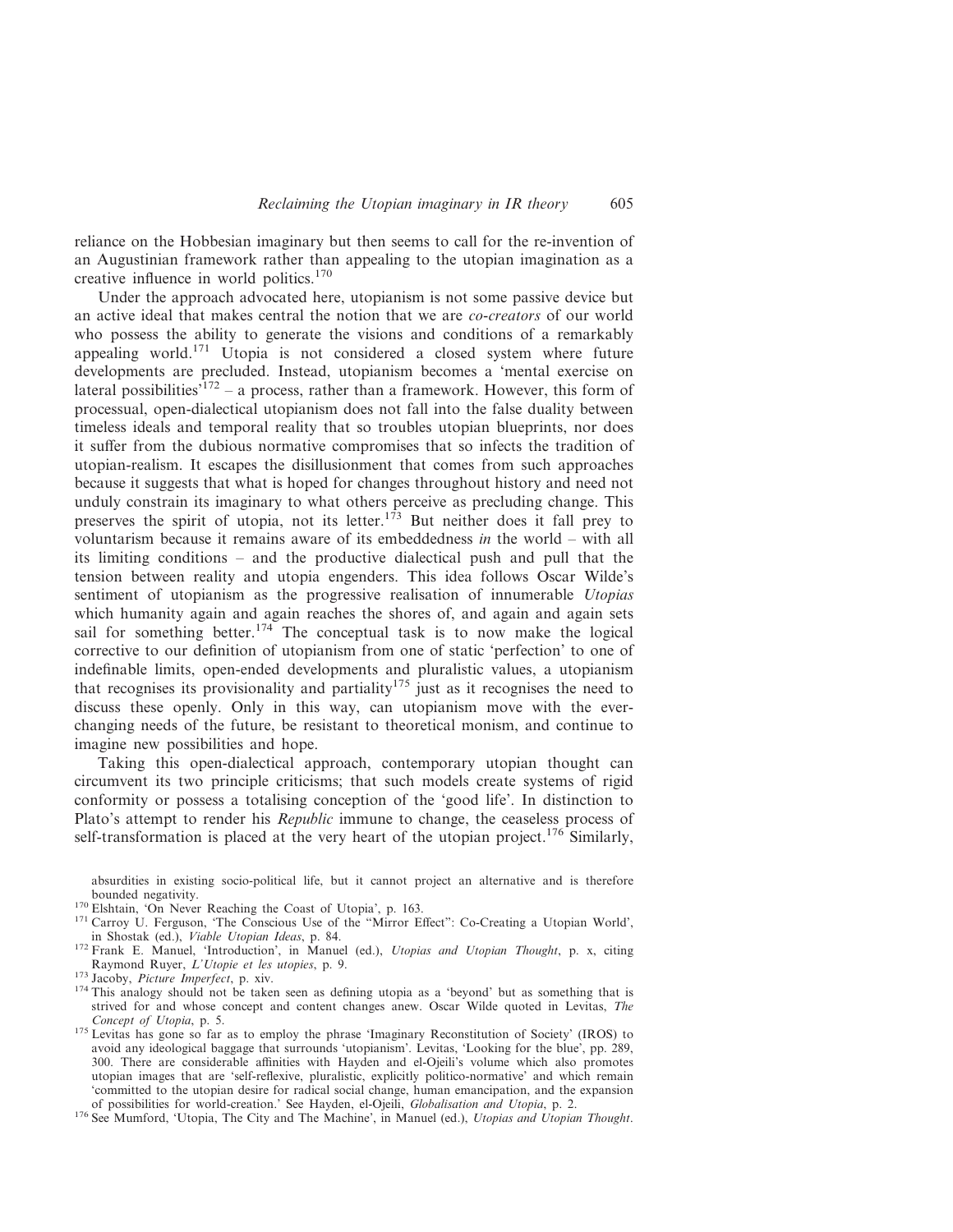reliance on the Hobbesian imaginary but then seems to call for the re-invention of an Augustinian framework rather than appealing to the utopian imagination as a creative influence in world politics.[170]

Under the approach advocated here, utopianism is not some passive device but an active ideal that makes central the notion that we are *co-creators* of our world who possess the ability to generate the visions and conditions of a remarkably appealing world.[171] Utopia is not considered a closed system where future developments are precluded. Instead, utopianism becomes a 'mental exercise on lateral possibilities'[172] – a process, rather than a framework. However, this form of processual, open-dialectical utopianism does not fall into the false duality between timeless ideals and temporal reality that so troubles utopian blueprints, nor does it suffer from the dubious normative compromises that so infects the tradition of utopian-realism. It escapes the disillusionment that comes from such approaches because it suggests that what is hoped for changes throughout history and need not unduly constrain its imaginary to what others perceive as precluding change. This preserves the spirit of utopia, not its letter.[173] But neither does it fall prey to voluntarism because it remains aware of its embeddedness *in* the world – with all its limiting conditions – and the productive dialectical push and pull that the tension between reality and utopia engenders. This idea follows Oscar Wilde's sentiment of utopianism as the progressive realisation of innumerable *Utopias* which humanity again and again reaches the shores of, and again and again sets sail for something better.[174] The conceptual task is to now make the logical corrective to our definition of utopianism from one of static 'perfection' to one of indefinable limits, open-ended developments and pluralistic values, a utopianism that recognises its provisionality and partiality[175] just as it recognises the need to discuss these openly. Only in this way, can utopianism move with the ever-changing needs of the future, be resistant to theoretical monism, and continue to imagine new possibilities and hope.

Taking this open-dialectical approach, contemporary utopian thought can circumvent its two principle criticisms; that such models create systems of rigid conformity or possess a totalising conception of the 'good life'. In distinction to Plato's attempt to render his *Republic* immune to change, the ceaseless process of self-transformation is placed at the very heart of the utopian project.[176] Similarly,

absurdities in existing socio-political life, but it cannot project an alternative and is therefore bounded negativity.

[170] Elshtain, 'On Never Reaching the Coast of Utopia', p. 163.

[171] Carroy U. Ferguson, 'The Conscious Use of the "Mirror Effect": Co-Creating a Utopian World', in Shostak (ed.), *Viable Utopian Ideas*, p. 84.

[172] Frank E. Manuel, 'Introduction', in Manuel (ed.), *Utopias and Utopian Thought*, p. x, citing Raymond Ruyer, *L'Utopie et les utopies*, p. 9.

[173] Jacoby, *Picture Imperfect*, p. xiv.

[174] This analogy should not be taken seen as defining utopia as a 'beyond' but as something that is strived for and whose concept and content changes anew. Oscar Wilde quoted in Levitas, *The Concept of Utopia*, p. 5.

[175] Levitas has gone so far as to employ the phrase 'Imaginary Reconstitution of Society' (IROS) to avoid any ideological baggage that surrounds 'utopianism'. Levitas, 'Looking for the blue', pp. 289, 300. There are considerable affinities with Hayden and el-Ojeili's volume which also promotes utopian images that are 'self-reflexive, pluralistic, explicitly politico-normative' and which remain 'committed to the utopian desire for radical social change, human emancipation, and the expansion of possibilities for world-creation.' See Hayden, el-Ojeili, *Globalisation and Utopia*, p. 2.

[176] See Mumford, 'Utopia, The City and The Machine', in Manuel (ed.), *Utopias and Utopian Thought*.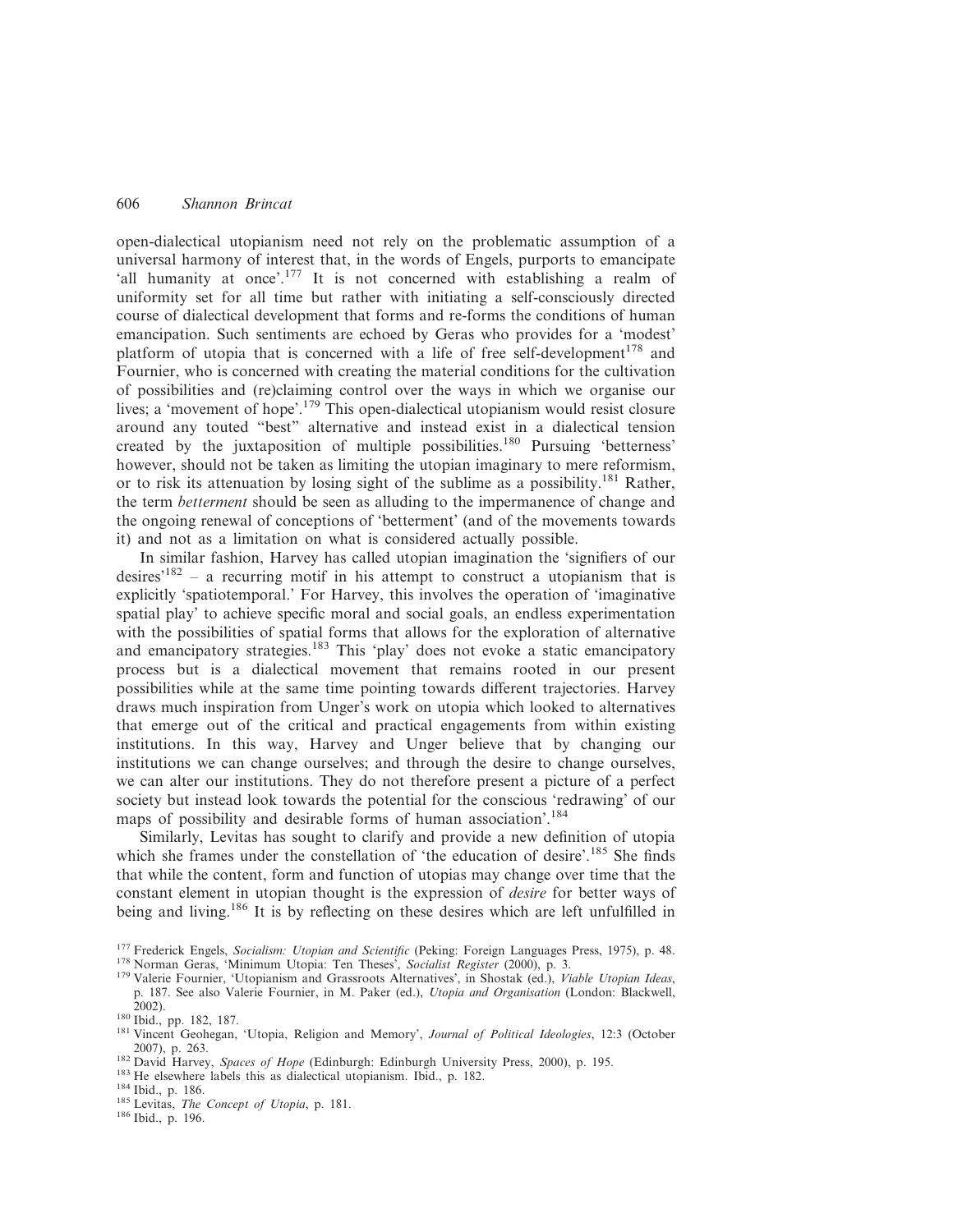open-dialectical utopianism need not rely on the problematic assumption of a universal harmony of interest that, in the words of Engels, purports to emancipate 'all humanity at once'.[177] It is not concerned with establishing a realm of uniformity set for all time but rather with initiating a self-consciously directed course of dialectical development that forms and re-forms the conditions of human emancipation. Such sentiments are echoed by Geras who provides for a 'modest' platform of utopia that is concerned with a life of free self-development[178] and Fournier, who is concerned with creating the material conditions for the cultivation of possibilities and (re)claiming control over the ways in which we organise our lives; a 'movement of hope'.[179] This open-dialectical utopianism would resist closure around any touted "best" alternative and instead exist in a dialectical tension created by the juxtaposition of multiple possibilities.[180] Pursuing 'betterness' however, should not be taken as limiting the utopian imaginary to mere reformism, or to risk its attenuation by losing sight of the sublime as a possibility.[181] Rather, the term *betterment* should be seen as alluding to the impermanence of change and the ongoing renewal of conceptions of 'betterment' (and of the movements towards it) and not as a limitation on what is considered actually possible.

In similar fashion, Harvey has called utopian imagination the 'signifiers of our desires'[182] – a recurring motif in his attempt to construct a utopianism that is explicitly 'spatiotemporal.' For Harvey, this involves the operation of 'imaginative spatial play' to achieve specific moral and social goals, an endless experimentation with the possibilities of spatial forms that allows for the exploration of alternative and emancipatory strategies.[183] This 'play' does not evoke a static emancipatory process but is a dialectical movement that remains rooted in our present possibilities while at the same time pointing towards different trajectories. Harvey draws much inspiration from Unger's work on utopia which looked to alternatives that emerge out of the critical and practical engagements from within existing institutions. In this way, Harvey and Unger believe that by changing our institutions we can change ourselves; and through the desire to change ourselves, we can alter our institutions. They do not therefore present a picture of a perfect society but instead look towards the potential for the conscious 'redrawing' of our maps of possibility and desirable forms of human association'.[184]

Similarly, Levitas has sought to clarify and provide a new definition of utopia which she frames under the constellation of 'the education of desire'.[185] She finds that while the content, form and function of utopias may change over time that the constant element in utopian thought is the expression of *desire* for better ways of being and living.[186] It is by reflecting on these desires which are left unfulfilled in

[177] Frederick Engels, *Socialism: Utopian and Scientific* (Peking: Foreign Languages Press, 1975), p. 48.

[178] Norman Geras, 'Minimum Utopia: Ten Theses', *Socialist Register* (2000), p. 3.

[179] Valerie Fournier, 'Utopianism and Grassroots Alternatives', in Shostak (ed.), *Viable Utopian Ideas*, p. 187. See also Valerie Fournier, in M. Paker (ed.), *Utopia and Organisation* (London: Blackwell, 2002).

[180] Ibid., pp. 182, 187.

[181] Vincent Geohegan, 'Utopia, Religion and Memory', *Journal of Political Ideologies*, 12:3 (October 2007), p. 263.

[182] David Harvey, *Spaces of Hope* (Edinburgh: Edinburgh University Press, 2000), p. 195.

[183] He elsewhere labels this as dialectical utopianism. Ibid., p. 182.

[184] Ibid., p. 186.

[185] Levitas, *The Concept of Utopia*, p. 181.

[186] Ibid., p. 196.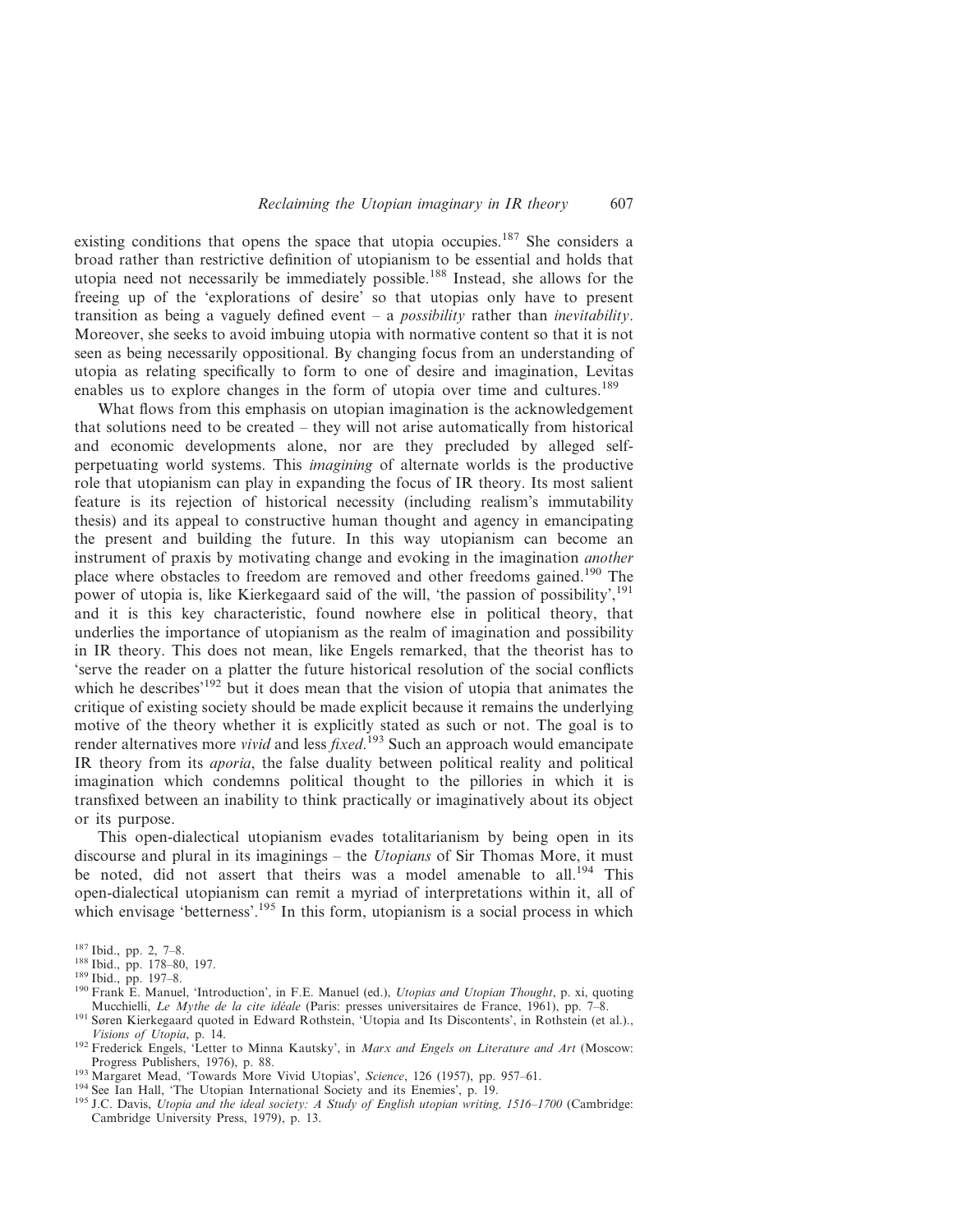existing conditions that opens the space that utopia occupies.[187] She considers a broad rather than restrictive definition of utopianism to be essential and holds that utopia need not necessarily be immediately possible.[188] Instead, she allows for the freeing up of the 'explorations of desire' so that utopias only have to present transition as being a vaguely defined event – a *possibility* rather than *inevitability*. Moreover, she seeks to avoid imbuing utopia with normative content so that it is not seen as being necessarily oppositional. By changing focus from an understanding of utopia as relating specifically to form to one of desire and imagination, Levitas enables us to explore changes in the form of utopia over time and cultures.[189]

What flows from this emphasis on utopian imagination is the acknowledgement that solutions need to be created – they will not arise automatically from historical and economic developments alone, nor are they precluded by alleged self-perpetuating world systems. This *imagining* of alternate worlds is the productive role that utopianism can play in expanding the focus of IR theory. Its most salient feature is its rejection of historical necessity (including realism's immutability thesis) and its appeal to constructive human thought and agency in emancipating the present and building the future. In this way utopianism can become an instrument of praxis by motivating change and evoking in the imagination *another* place where obstacles to freedom are removed and other freedoms gained.[190] The power of utopia is, like Kierkegaard said of the will, 'the passion of possibility',[191] and it is this key characteristic, found nowhere else in political theory, that underlies the importance of utopianism as the realm of imagination and possibility in IR theory. This does not mean, like Engels remarked, that the theorist has to 'serve the reader on a platter the future historical resolution of the social conflicts which he describes'[192] but it does mean that the vision of utopia that animates the critique of existing society should be made explicit because it remains the underlying motive of the theory whether it is explicitly stated as such or not. The goal is to render alternatives more *vivid* and less *fixed*.[193] Such an approach would emancipate IR theory from its *aporia*, the false duality between political reality and political imagination which condemns political thought to the pillories in which it is transfixed between an inability to think practically or imaginatively about its object or its purpose.

This open-dialectical utopianism evades totalitarianism by being open in its discourse and plural in its imaginings – the *Utopians* of Sir Thomas More, it must be noted, did not assert that theirs was a model amenable to all.[194] This open-dialectical utopianism can remit a myriad of interpretations within it, all of which envisage 'betterness'.[195] In this form, utopianism is a social process in which

[187] Ibid., pp. 2, 7–8.
[188] Ibid., pp. 178–80, 197.
[189] Ibid., pp. 197–8.
[190] Frank E. Manuel, 'Introduction', in F.E. Manuel (ed.), *Utopias and Utopian Thought*, p. xi, quoting Mucchielli, *Le Mythe de la cite idéale* (Paris: presses universitaires de France, 1961), pp. 7–8.
[191] Søren Kierkegaard quoted in Edward Rothstein, 'Utopia and Its Discontents', in Rothstein (et al.), *Visions of Utopia*, p. 14.
[192] Frederick Engels, 'Letter to Minna Kautsky', in *Marx and Engels on Literature and Art* (Moscow: Progress Publishers, 1976), p. 88.
[193] Margaret Mead, 'Towards More Vivid Utopias', *Science*, 126 (1957), pp. 957–61.
[194] See Ian Hall, 'The Utopian International Society and its Enemies', p. 19.
[195] J.C. Davis, *Utopia and the ideal society: A Study of English utopian writing, 1516–1700* (Cambridge: Cambridge University Press, 1979), p. 13.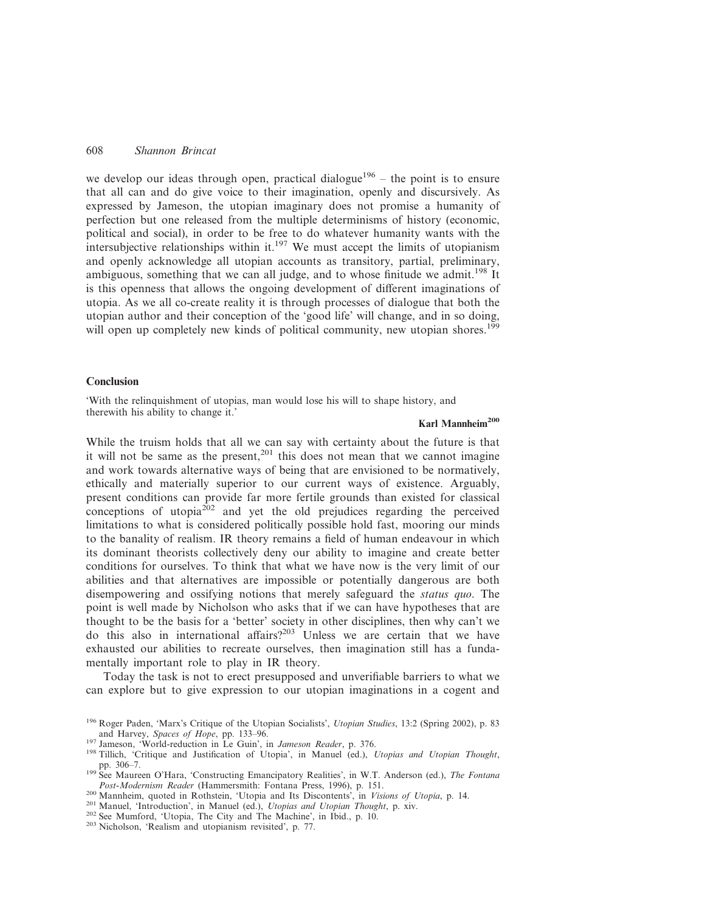we develop our ideas through open, practical dialogue[196] – the point is to ensure that all can and do give voice to their imagination, openly and discursively. As expressed by Jameson, the utopian imaginary does not promise a humanity of perfection but one released from the multiple determinisms of history (economic, political and social), in order to be free to do whatever humanity wants with the intersubjective relationships within it.[197] We must accept the limits of utopianism and openly acknowledge all utopian accounts as transitory, partial, preliminary, ambiguous, something that we can all judge, and to whose finitude we admit.[198] It is this openness that allows the ongoing development of different imaginations of utopia. As we all co-create reality it is through processes of dialogue that both the utopian author and their conception of the 'good life' will change, and in so doing, will open up completely new kinds of political community, new utopian shores.[199]

## Conclusion

'With the relinquishment of utopias, man would lose his will to shape history, and therewith his ability to change it.'

**Karl Mannheim[200]**

While the truism holds that all we can say with certainty about the future is that it will not be same as the present,[201] this does not mean that we cannot imagine and work towards alternative ways of being that are envisioned to be normatively, ethically and materially superior to our current ways of existence. Arguably, present conditions can provide far more fertile grounds than existed for classical conceptions of utopia[202] and yet the old prejudices regarding the perceived limitations to what is considered politically possible hold fast, mooring our minds to the banality of realism. IR theory remains a field of human endeavour in which its dominant theorists collectively deny our ability to imagine and create better conditions for ourselves. To think that what we have now is the very limit of our abilities and that alternatives are impossible or potentially dangerous are both disempowering and ossifying notions that merely safeguard the *status quo*. The point is well made by Nicholson who asks that if we can have hypotheses that are thought to be the basis for a 'better' society in other disciplines, then why can't we do this also in international affairs?[203] Unless we are certain that we have exhausted our abilities to recreate ourselves, then imagination still has a fundamentally important role to play in IR theory.

Today the task is not to erect presupposed and unverifiable barriers to what we can explore but to give expression to our utopian imaginations in a cogent and

[196] Roger Paden, 'Marx's Critique of the Utopian Socialists', *Utopian Studies*, 13:2 (Spring 2002), p. 83 and Harvey, *Spaces of Hope*, pp. 133–96.

[197] Jameson, 'World-reduction in Le Guin', in *Jameson Reader*, p. 376.

[198] Tillich, 'Critique and Justification of Utopia', in Manuel (ed.), *Utopias and Utopian Thought*, pp. 306–7.

[199] See Maureen O'Hara, 'Constructing Emancipatory Realities', in W.T. Anderson (ed.), *The Fontana Post-Modernism Reader* (Hammersmith: Fontana Press, 1996), p. 151.

[200] Mannheim, quoted in Rothstein, 'Utopia and Its Discontents', in *Visions of Utopia*, p. 14.

[201] Manuel, 'Introduction', in Manuel (ed.), *Utopias and Utopian Thought*, p. xiv.

[202] See Mumford, 'Utopia, The City and The Machine', in Ibid., p. 10.

[203] Nicholson, 'Realism and utopianism revisited', p. 77.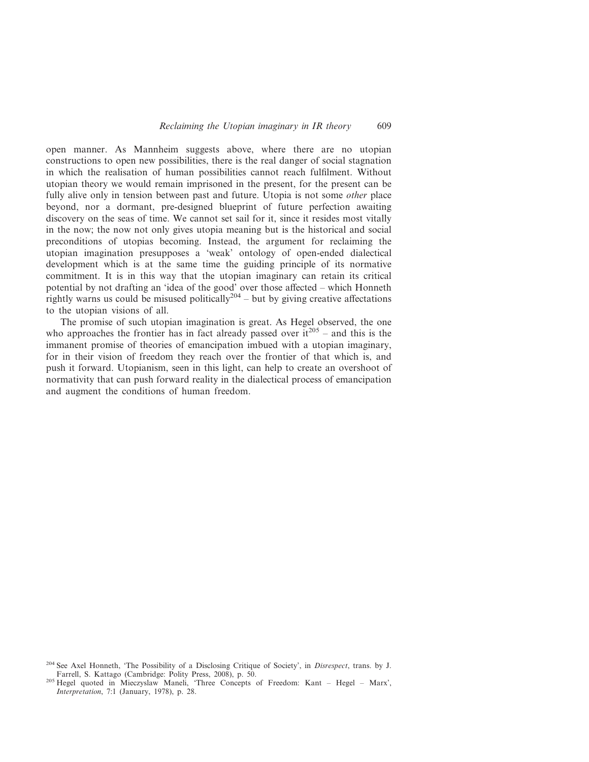open manner. As Mannheim suggests above, where there are no utopian constructions to open new possibilities, there is the real danger of social stagnation in which the realisation of human possibilities cannot reach fulfilment. Without utopian theory we would remain imprisoned in the present, for the present can be fully alive only in tension between past and future. Utopia is not some *other* place beyond, nor a dormant, pre-designed blueprint of future perfection awaiting discovery on the seas of time. We cannot set sail for it, since it resides most vitally in the now; the now not only gives utopia meaning but is the historical and social preconditions of utopias becoming. Instead, the argument for reclaiming the utopian imagination presupposes a 'weak' ontology of open-ended dialectical development which is at the same time the guiding principle of its normative commitment. It is in this way that the utopian imaginary can retain its critical potential by not drafting an 'idea of the good' over those affected – which Honneth rightly warns us could be misused politically[204] – but by giving creative affectations to the utopian visions of all.

The promise of such utopian imagination is great. As Hegel observed, the one who approaches the frontier has in fact already passed over it[205] – and this is the immanent promise of theories of emancipation imbued with a utopian imaginary, for in their vision of freedom they reach over the frontier of that which is, and push it forward. Utopianism, seen in this light, can help to create an overshoot of normativity that can push forward reality in the dialectical process of emancipation and augment the conditions of human freedom.

[204] See Axel Honneth, 'The Possibility of a Disclosing Critique of Society', in *Disrespect*, trans. by J. Farrell, S. Kattago (Cambridge: Polity Press, 2008), p. 50.

[205] Hegel quoted in Mieczyslaw Maneli, 'Three Concepts of Freedom: Kant – Hegel – Marx', *Interpretation*, 7:1 (January, 1978), p. 28.